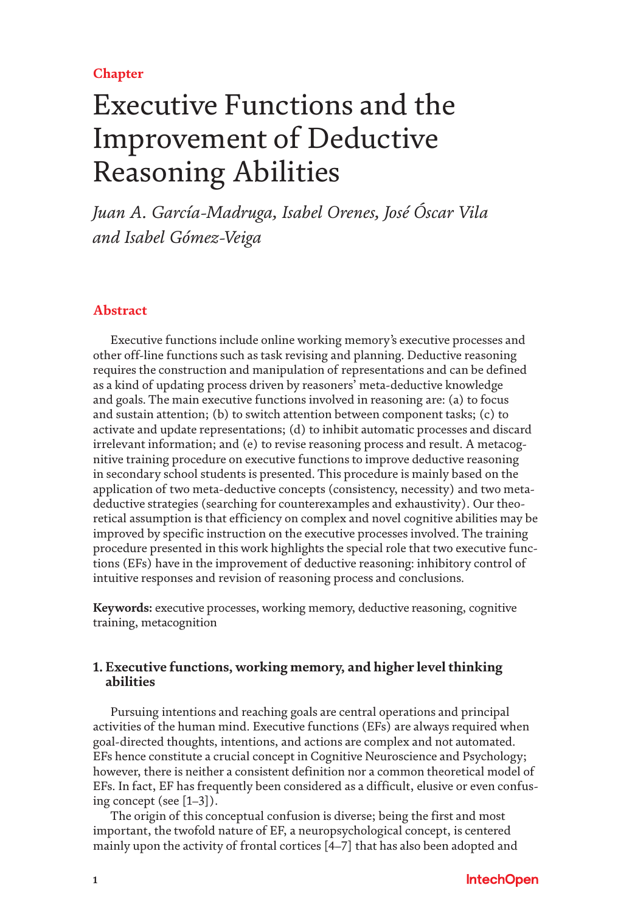Chapter

# Executive Functions and the Improvement of Deductive Reasoning Abilities

*Juan A. García-Madruga, Isabel Orenes, José Óscar Vila and Isabel Gómez-Veiga*

## Abstract

Executive functions include online working memory's executive processes and other off-line functions such as task revising and planning. Deductive reasoning requires the construction and manipulation of representations and can be defined as a kind of updating process driven by reasoners' meta-deductive knowledge and goals. The main executive functions involved in reasoning are: (a) to focus and sustain attention; (b) to switch attention between component tasks; (c) to activate and update representations; (d) to inhibit automatic processes and discard irrelevant information; and (e) to revise reasoning process and result. A metacognitive training procedure on executive functions to improve deductive reasoning in secondary school students is presented. This procedure is mainly based on the application of two meta-deductive concepts (consistency, necessity) and two meta-deductive strategies (searching for counterexamples and exhaustivity). Our theoretical assumption is that efficiency on complex and novel cognitive abilities may be improved by specific instruction on the executive processes involved. The training procedure presented in this work highlights the special role that two executive functions (EFs) have in the improvement of deductive reasoning: inhibitory control of intuitive responses and revision of reasoning process and conclusions.

**Keywords:** executive processes, working memory, deductive reasoning, cognitive training, metacognition

## 1. Executive functions, working memory, and higher level thinking abilities

Pursuing intentions and reaching goals are central operations and principal activities of the human mind. Executive functions (EFs) are always required when goal-directed thoughts, intentions, and actions are complex and not automated. EFs hence constitute a crucial concept in Cognitive Neuroscience and Psychology; however, there is neither a consistent definition nor a common theoretical model of EFs. In fact, EF has frequently been considered as a difficult, elusive or even confusing concept (see [1–3]).

The origin of this conceptual confusion is diverse; being the first and most important, the twofold nature of EF, a neuropsychological concept, is centered mainly upon the activity of frontal cortices [4–7] that has also been adopted and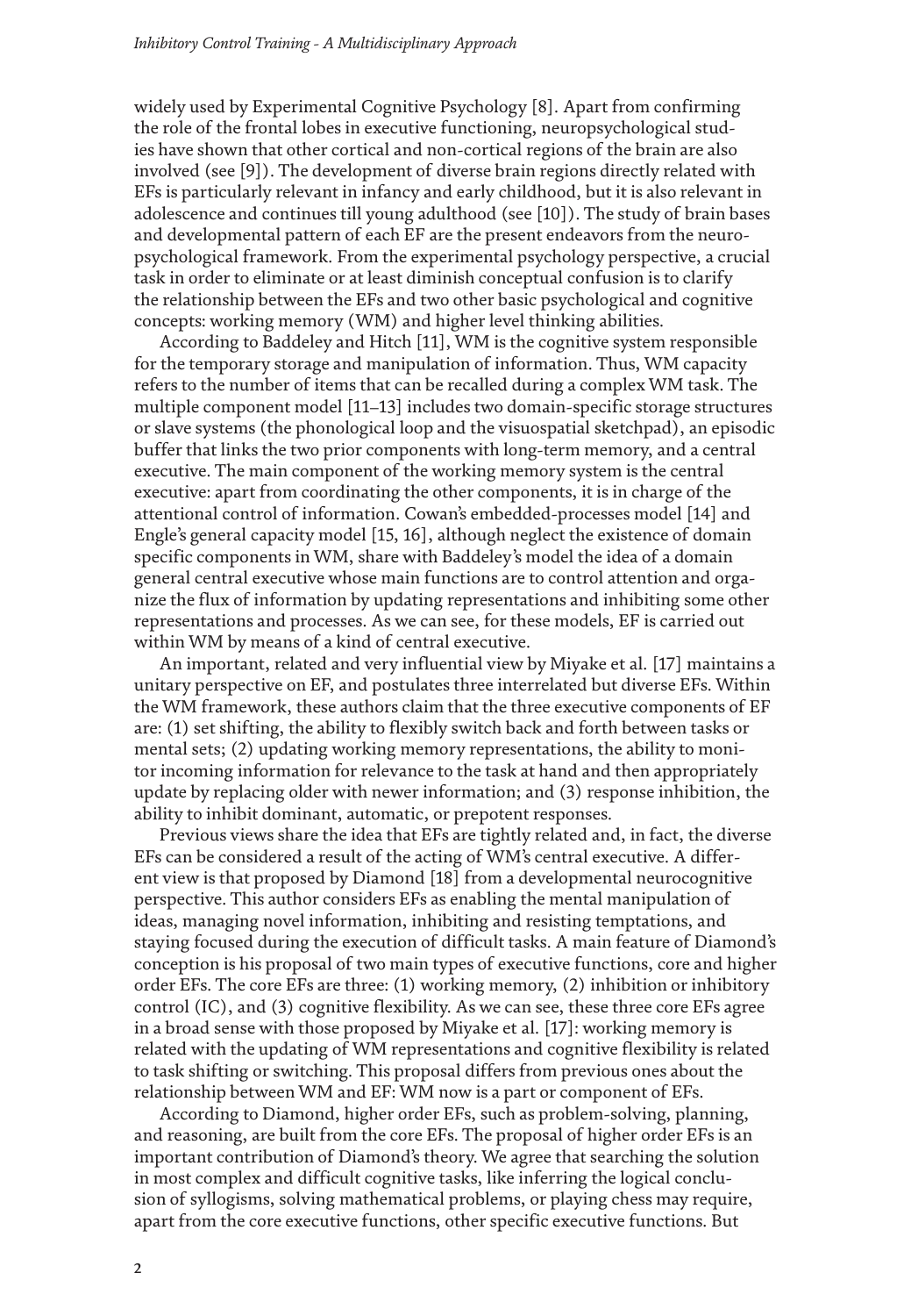widely used by Experimental Cognitive Psychology [8]. Apart from confirming the role of the frontal lobes in executive functioning, neuropsychological studies have shown that other cortical and non-cortical regions of the brain are also involved (see [9]). The development of diverse brain regions directly related with EFs is particularly relevant in infancy and early childhood, but it is also relevant in adolescence and continues till young adulthood (see [10]). The study of brain bases and developmental pattern of each EF are the present endeavors from the neuropsychological framework. From the experimental psychology perspective, a crucial task in order to eliminate or at least diminish conceptual confusion is to clarify the relationship between the EFs and two other basic psychological and cognitive concepts: working memory (WM) and higher level thinking abilities.

According to Baddeley and Hitch [11], WM is the cognitive system responsible for the temporary storage and manipulation of information. Thus, WM capacity refers to the number of items that can be recalled during a complex WM task. The multiple component model [11–13] includes two domain-specific storage structures or slave systems (the phonological loop and the visuospatial sketchpad), an episodic buffer that links the two prior components with long-term memory, and a central executive. The main component of the working memory system is the central executive: apart from coordinating the other components, it is in charge of the attentional control of information. Cowan's embedded-processes model [14] and Engle's general capacity model [15, 16], although neglect the existence of domain specific components in WM, share with Baddeley's model the idea of a domain general central executive whose main functions are to control attention and organize the flux of information by updating representations and inhibiting some other representations and processes. As we can see, for these models, EF is carried out within WM by means of a kind of central executive.

An important, related and very influential view by Miyake et al. [17] maintains a unitary perspective on EF, and postulates three interrelated but diverse EFs. Within the WM framework, these authors claim that the three executive components of EF are: (1) set shifting, the ability to flexibly switch back and forth between tasks or mental sets; (2) updating working memory representations, the ability to monitor incoming information for relevance to the task at hand and then appropriately update by replacing older with newer information; and (3) response inhibition, the ability to inhibit dominant, automatic, or prepotent responses.

Previous views share the idea that EFs are tightly related and, in fact, the diverse EFs can be considered a result of the acting of WM's central executive. A different view is that proposed by Diamond [18] from a developmental neurocognitive perspective. This author considers EFs as enabling the mental manipulation of ideas, managing novel information, inhibiting and resisting temptations, and staying focused during the execution of difficult tasks. A main feature of Diamond's conception is his proposal of two main types of executive functions, core and higher order EFs. The core EFs are three: (1) working memory, (2) inhibition or inhibitory control (IC), and (3) cognitive flexibility. As we can see, these three core EFs agree in a broad sense with those proposed by Miyake et al. [17]: working memory is related with the updating of WM representations and cognitive flexibility is related to task shifting or switching. This proposal differs from previous ones about the relationship between WM and EF: WM now is a part or component of EFs.

According to Diamond, higher order EFs, such as problem-solving, planning, and reasoning, are built from the core EFs. The proposal of higher order EFs is an important contribution of Diamond's theory. We agree that searching the solution in most complex and difficult cognitive tasks, like inferring the logical conclusion of syllogisms, solving mathematical problems, or playing chess may require, apart from the core executive functions, other specific executive functions. But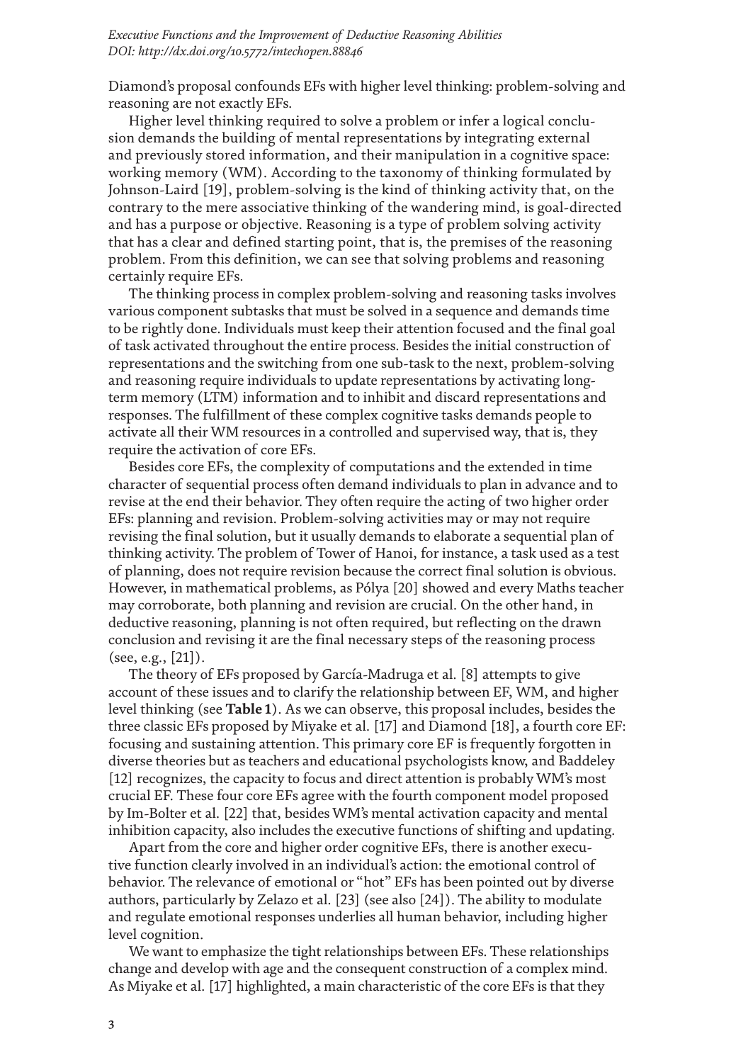Diamond's proposal confounds EFs with higher level thinking: problem-solving and reasoning are not exactly EFs.

Higher level thinking required to solve a problem or infer a logical conclusion demands the building of mental representations by integrating external and previously stored information, and their manipulation in a cognitive space: working memory (WM). According to the taxonomy of thinking formulated by Johnson-Laird [19], problem-solving is the kind of thinking activity that, on the contrary to the mere associative thinking of the wandering mind, is goal-directed and has a purpose or objective. Reasoning is a type of problem solving activity that has a clear and defined starting point, that is, the premises of the reasoning problem. From this definition, we can see that solving problems and reasoning certainly require EFs.

The thinking process in complex problem-solving and reasoning tasks involves various component subtasks that must be solved in a sequence and demands time to be rightly done. Individuals must keep their attention focused and the final goal of task activated throughout the entire process. Besides the initial construction of representations and the switching from one sub-task to the next, problem-solving and reasoning require individuals to update representations by activating long-term memory (LTM) information and to inhibit and discard representations and responses. The fulfillment of these complex cognitive tasks demands people to activate all their WM resources in a controlled and supervised way, that is, they require the activation of core EFs.

Besides core EFs, the complexity of computations and the extended in time character of sequential process often demand individuals to plan in advance and to revise at the end their behavior. They often require the acting of two higher order EFs: planning and revision. Problem-solving activities may or may not require revising the final solution, but it usually demands to elaborate a sequential plan of thinking activity. The problem of Tower of Hanoi, for instance, a task used as a test of planning, does not require revision because the correct final solution is obvious. However, in mathematical problems, as Pólya [20] showed and every Maths teacher may corroborate, both planning and revision are crucial. On the other hand, in deductive reasoning, planning is not often required, but reflecting on the drawn conclusion and revising it are the final necessary steps of the reasoning process (see, e.g., [21]).

The theory of EFs proposed by García-Madruga et al. [8] attempts to give account of these issues and to clarify the relationship between EF, WM, and higher level thinking (see **Table 1**). As we can observe, this proposal includes, besides the three classic EFs proposed by Miyake et al. [17] and Diamond [18], a fourth core EF: focusing and sustaining attention. This primary core EF is frequently forgotten in diverse theories but as teachers and educational psychologists know, and Baddeley [12] recognizes, the capacity to focus and direct attention is probably WM's most crucial EF. These four core EFs agree with the fourth component model proposed by Im-Bolter et al. [22] that, besides WM's mental activation capacity and mental inhibition capacity, also includes the executive functions of shifting and updating.

Apart from the core and higher order cognitive EFs, there is another executive function clearly involved in an individual's action: the emotional control of behavior. The relevance of emotional or "hot" EFs has been pointed out by diverse authors, particularly by Zelazo et al. [23] (see also [24]). The ability to modulate and regulate emotional responses underlies all human behavior, including higher level cognition.

We want to emphasize the tight relationships between EFs. These relationships change and develop with age and the consequent construction of a complex mind. As Miyake et al. [17] highlighted, a main characteristic of the core EFs is that they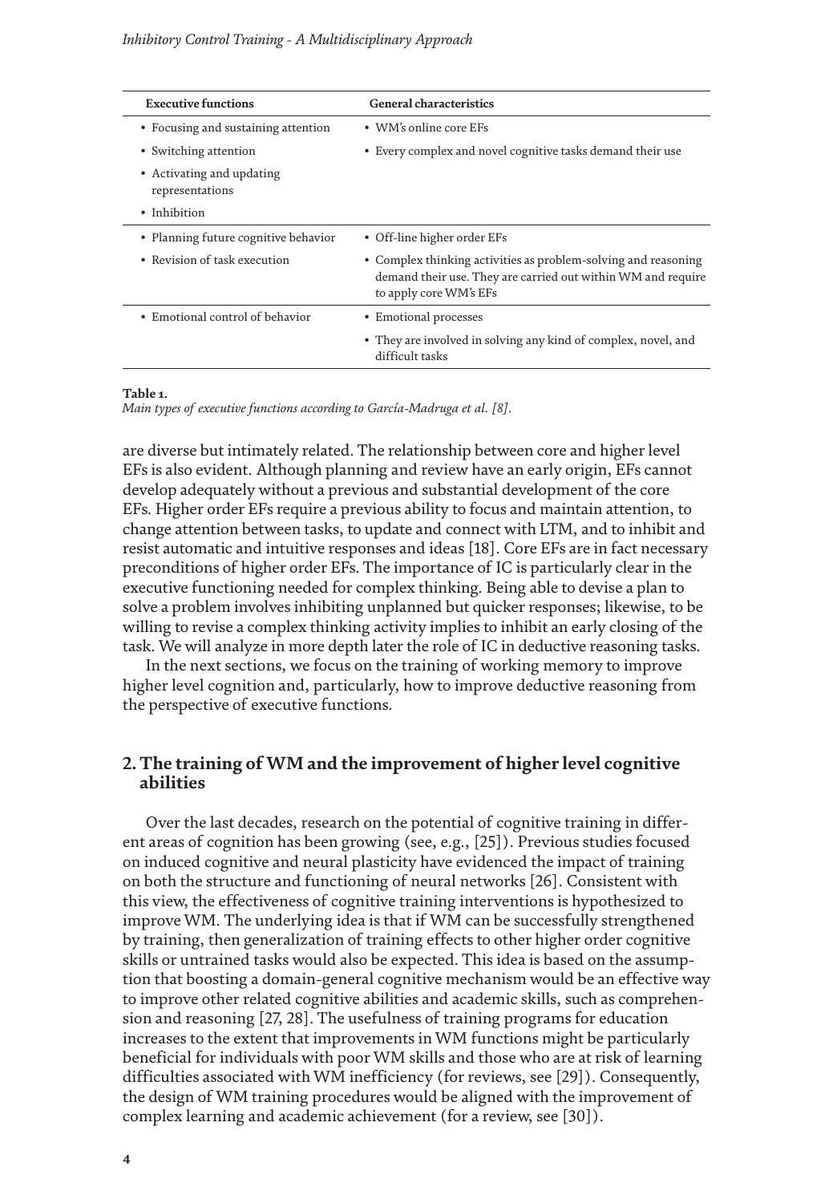| Executive functions | General characteristics |
|---|---|
| • Focusing and sustaining attention<br>• Switching attention<br>• Activating and updating representations<br>• Inhibition | • WM's online core EFs<br>• Every complex and novel cognitive tasks demand their use |
| • Planning future cognitive behavior<br>• Revision of task execution | • Off-line higher order EFs<br>• Complex thinking activities as problem-solving and reasoning demand their use. They are carried out within WM and require to apply core WM's EFs |
| • Emotional control of behavior | • Emotional processes<br>• They are involved in solving any kind of complex, novel, and difficult tasks |

**Table 1.**
*Main types of executive functions according to García-Madruga et al. [8].*

are diverse but intimately related. The relationship between core and higher level EFs is also evident. Although planning and review have an early origin, EFs cannot develop adequately without a previous and substantial development of the core EFs. Higher order EFs require a previous ability to focus and maintain attention, to change attention between tasks, to update and connect with LTM, and to inhibit and resist automatic and intuitive responses and ideas [18]. Core EFs are in fact necessary preconditions of higher order EFs. The importance of IC is particularly clear in the executive functioning needed for complex thinking. Being able to devise a plan to solve a problem involves inhibiting unplanned but quicker responses; likewise, to be willing to revise a complex thinking activity implies to inhibit an early closing of the task. We will analyze in more depth later the role of IC in deductive reasoning tasks.

In the next sections, we focus on the training of working memory to improve higher level cognition and, particularly, how to improve deductive reasoning from the perspective of executive functions.

## 2. The training of WM and the improvement of higher level cognitive abilities

Over the last decades, research on the potential of cognitive training in different areas of cognition has been growing (see, e.g., [25]). Previous studies focused on induced cognitive and neural plasticity have evidenced the impact of training on both the structure and functioning of neural networks [26]. Consistent with this view, the effectiveness of cognitive training interventions is hypothesized to improve WM. The underlying idea is that if WM can be successfully strengthened by training, then generalization of training effects to other higher order cognitive skills or untrained tasks would also be expected. This idea is based on the assumption that boosting a domain-general cognitive mechanism would be an effective way to improve other related cognitive abilities and academic skills, such as comprehension and reasoning [27, 28]. The usefulness of training programs for education increases to the extent that improvements in WM functions might be particularly beneficial for individuals with poor WM skills and those who are at risk of learning difficulties associated with WM inefficiency (for reviews, see [29]). Consequently, the design of WM training procedures would be aligned with the improvement of complex learning and academic achievement (for a review, see [30]).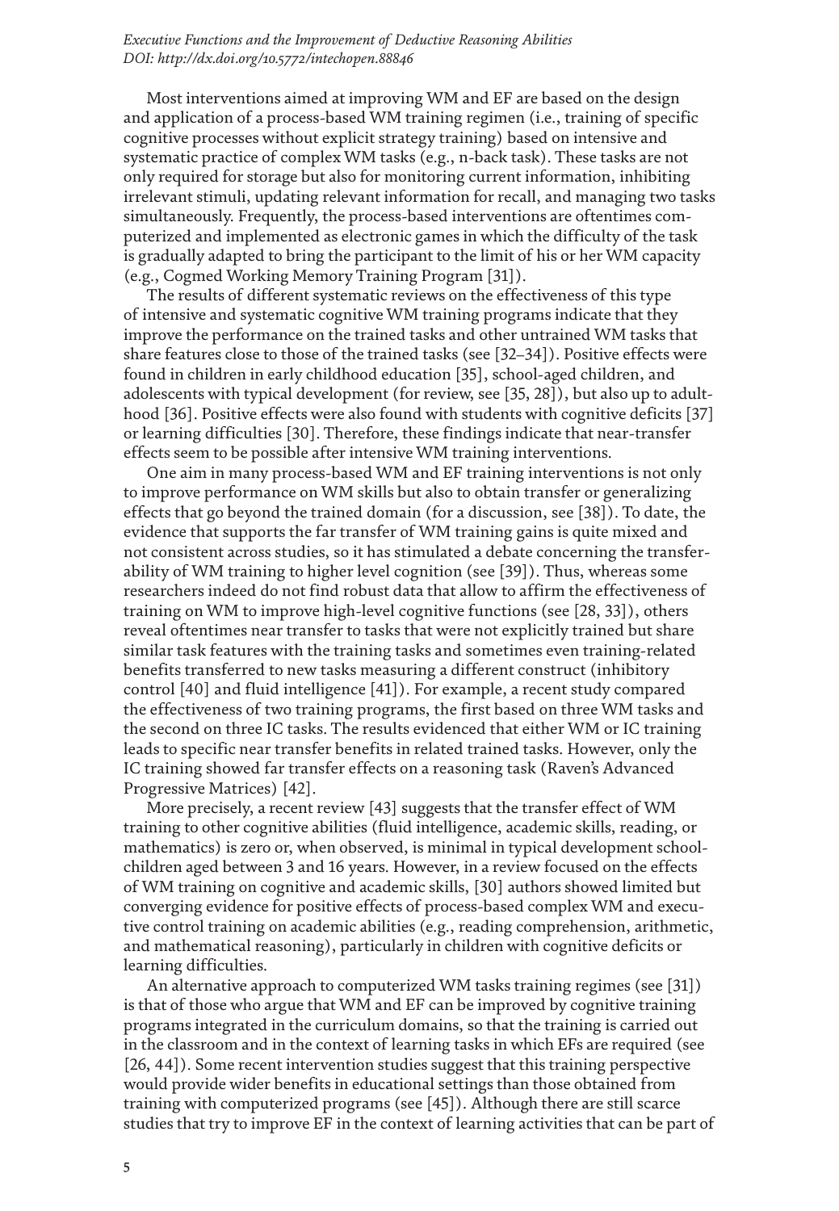Most interventions aimed at improving WM and EF are based on the design and application of a process-based WM training regimen (i.e., training of specific cognitive processes without explicit strategy training) based on intensive and systematic practice of complex WM tasks (e.g., n-back task). These tasks are not only required for storage but also for monitoring current information, inhibiting irrelevant stimuli, updating relevant information for recall, and managing two tasks simultaneously. Frequently, the process-based interventions are oftentimes computerized and implemented as electronic games in which the difficulty of the task is gradually adapted to bring the participant to the limit of his or her WM capacity (e.g., Cogmed Working Memory Training Program [31]).

The results of different systematic reviews on the effectiveness of this type of intensive and systematic cognitive WM training programs indicate that they improve the performance on the trained tasks and other untrained WM tasks that share features close to those of the trained tasks (see [32–34]). Positive effects were found in children in early childhood education [35], school-aged children, and adolescents with typical development (for review, see [35, 28]), but also up to adulthood [36]. Positive effects were also found with students with cognitive deficits [37] or learning difficulties [30]. Therefore, these findings indicate that near-transfer effects seem to be possible after intensive WM training interventions.

One aim in many process-based WM and EF training interventions is not only to improve performance on WM skills but also to obtain transfer or generalizing effects that go beyond the trained domain (for a discussion, see [38]). To date, the evidence that supports the far transfer of WM training gains is quite mixed and not consistent across studies, so it has stimulated a debate concerning the transferability of WM training to higher level cognition (see [39]). Thus, whereas some researchers indeed do not find robust data that allow to affirm the effectiveness of training on WM to improve high-level cognitive functions (see [28, 33]), others reveal oftentimes near transfer to tasks that were not explicitly trained but share similar task features with the training tasks and sometimes even training-related benefits transferred to new tasks measuring a different construct (inhibitory control [40] and fluid intelligence [41]). For example, a recent study compared the effectiveness of two training programs, the first based on three WM tasks and the second on three IC tasks. The results evidenced that either WM or IC training leads to specific near transfer benefits in related trained tasks. However, only the IC training showed far transfer effects on a reasoning task (Raven's Advanced Progressive Matrices) [42].

More precisely, a recent review [43] suggests that the transfer effect of WM training to other cognitive abilities (fluid intelligence, academic skills, reading, or mathematics) is zero or, when observed, is minimal in typical development schoolchildren aged between 3 and 16 years. However, in a review focused on the effects of WM training on cognitive and academic skills, [30] authors showed limited but converging evidence for positive effects of process-based complex WM and executive control training on academic abilities (e.g., reading comprehension, arithmetic, and mathematical reasoning), particularly in children with cognitive deficits or learning difficulties.

An alternative approach to computerized WM tasks training regimes (see [31]) is that of those who argue that WM and EF can be improved by cognitive training programs integrated in the curriculum domains, so that the training is carried out in the classroom and in the context of learning tasks in which EFs are required (see [26, 44]). Some recent intervention studies suggest that this training perspective would provide wider benefits in educational settings than those obtained from training with computerized programs (see [45]). Although there are still scarce studies that try to improve EF in the context of learning activities that can be part of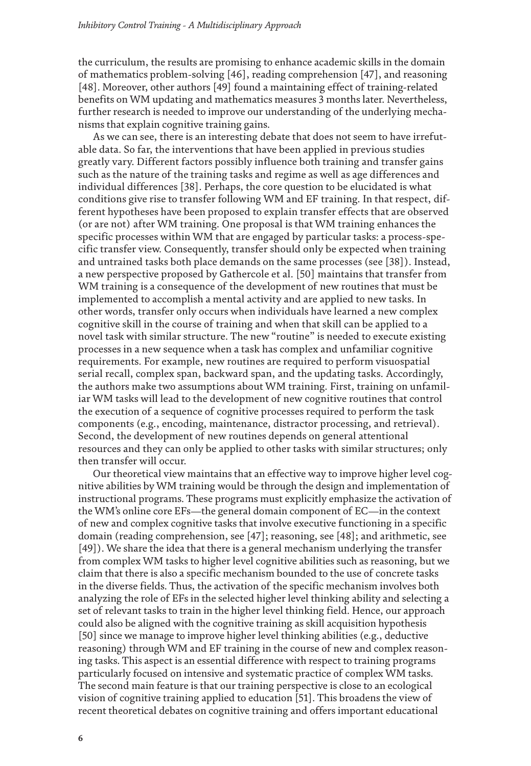the curriculum, the results are promising to enhance academic skills in the domain of mathematics problem-solving [46], reading comprehension [47], and reasoning [48]. Moreover, other authors [49] found a maintaining effect of training-related benefits on WM updating and mathematics measures 3 months later. Nevertheless, further research is needed to improve our understanding of the underlying mechanisms that explain cognitive training gains.

As we can see, there is an interesting debate that does not seem to have irrefutable data. So far, the interventions that have been applied in previous studies greatly vary. Different factors possibly influence both training and transfer gains such as the nature of the training tasks and regime as well as age differences and individual differences [38]. Perhaps, the core question to be elucidated is what conditions give rise to transfer following WM and EF training. In that respect, different hypotheses have been proposed to explain transfer effects that are observed (or are not) after WM training. One proposal is that WM training enhances the specific processes within WM that are engaged by particular tasks: a process-specific transfer view. Consequently, transfer should only be expected when training and untrained tasks both place demands on the same processes (see [38]). Instead, a new perspective proposed by Gathercole et al. [50] maintains that transfer from WM training is a consequence of the development of new routines that must be implemented to accomplish a mental activity and are applied to new tasks. In other words, transfer only occurs when individuals have learned a new complex cognitive skill in the course of training and when that skill can be applied to a novel task with similar structure. The new "routine" is needed to execute existing processes in a new sequence when a task has complex and unfamiliar cognitive requirements. For example, new routines are required to perform visuospatial serial recall, complex span, backward span, and the updating tasks. Accordingly, the authors make two assumptions about WM training. First, training on unfamiliar WM tasks will lead to the development of new cognitive routines that control the execution of a sequence of cognitive processes required to perform the task components (e.g., encoding, maintenance, distractor processing, and retrieval). Second, the development of new routines depends on general attentional resources and they can only be applied to other tasks with similar structures; only then transfer will occur.

Our theoretical view maintains that an effective way to improve higher level cognitive abilities by WM training would be through the design and implementation of instructional programs. These programs must explicitly emphasize the activation of the WM's online core EFs—the general domain component of EC—in the context of new and complex cognitive tasks that involve executive functioning in a specific domain (reading comprehension, see [47]; reasoning, see [48]; and arithmetic, see [49]). We share the idea that there is a general mechanism underlying the transfer from complex WM tasks to higher level cognitive abilities such as reasoning, but we claim that there is also a specific mechanism bounded to the use of concrete tasks in the diverse fields. Thus, the activation of the specific mechanism involves both analyzing the role of EFs in the selected higher level thinking ability and selecting a set of relevant tasks to train in the higher level thinking field. Hence, our approach could also be aligned with the cognitive training as skill acquisition hypothesis [50] since we manage to improve higher level thinking abilities (e.g., deductive reasoning) through WM and EF training in the course of new and complex reasoning tasks. This aspect is an essential difference with respect to training programs particularly focused on intensive and systematic practice of complex WM tasks. The second main feature is that our training perspective is close to an ecological vision of cognitive training applied to education [51]. This broadens the view of recent theoretical debates on cognitive training and offers important educational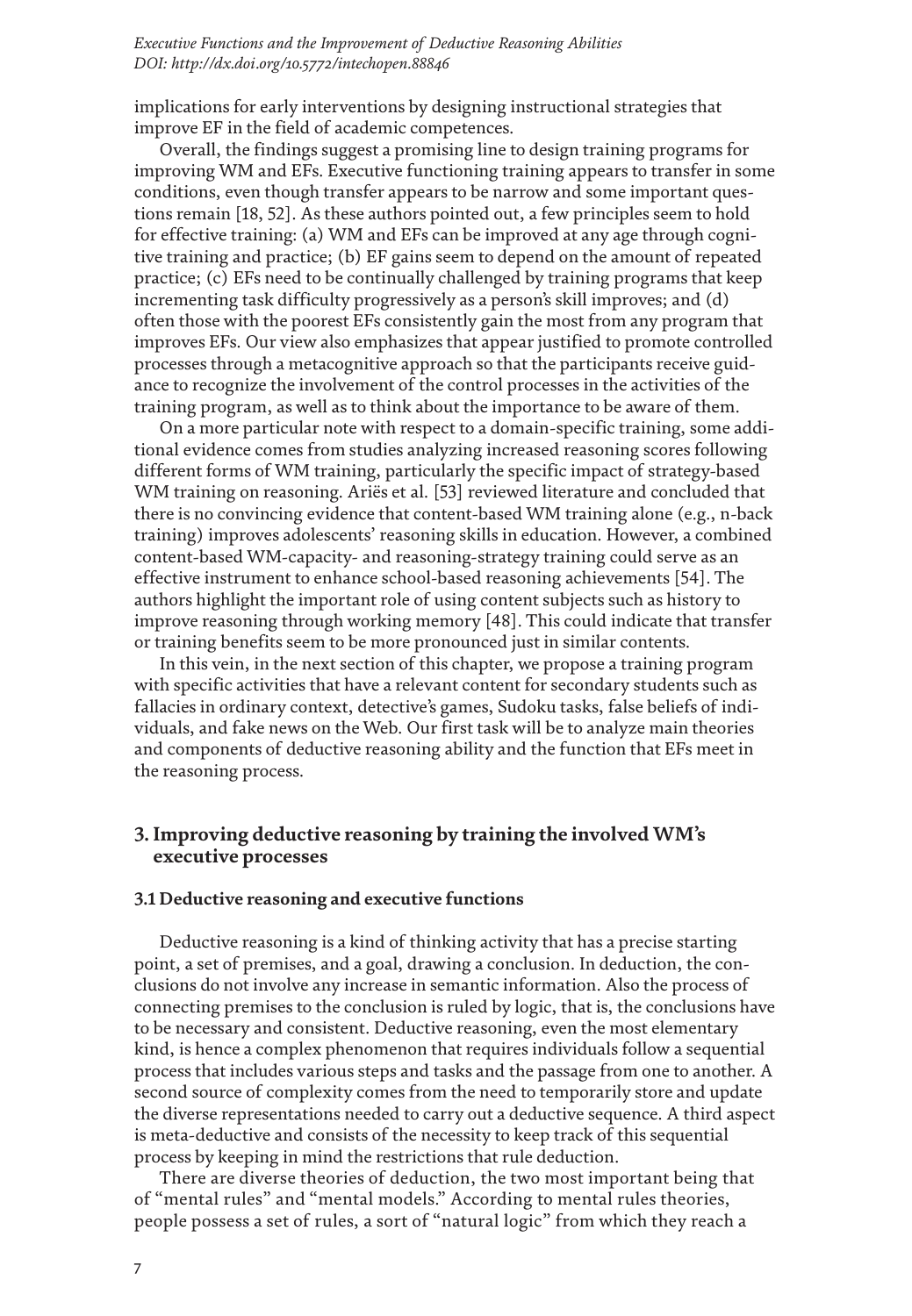implications for early interventions by designing instructional strategies that improve EF in the field of academic competences.

Overall, the findings suggest a promising line to design training programs for improving WM and EFs. Executive functioning training appears to transfer in some conditions, even though transfer appears to be narrow and some important questions remain [18, 52]. As these authors pointed out, a few principles seem to hold for effective training: (a) WM and EFs can be improved at any age through cognitive training and practice; (b) EF gains seem to depend on the amount of repeated practice; (c) EFs need to be continually challenged by training programs that keep incrementing task difficulty progressively as a person's skill improves; and (d) often those with the poorest EFs consistently gain the most from any program that improves EFs. Our view also emphasizes that appear justified to promote controlled processes through a metacognitive approach so that the participants receive guidance to recognize the involvement of the control processes in the activities of the training program, as well as to think about the importance to be aware of them.

On a more particular note with respect to a domain-specific training, some additional evidence comes from studies analyzing increased reasoning scores following different forms of WM training, particularly the specific impact of strategy-based WM training on reasoning. Ariës et al. [53] reviewed literature and concluded that there is no convincing evidence that content-based WM training alone (e.g., n-back training) improves adolescents' reasoning skills in education. However, a combined content-based WM-capacity- and reasoning-strategy training could serve as an effective instrument to enhance school-based reasoning achievements [54]. The authors highlight the important role of using content subjects such as history to improve reasoning through working memory [48]. This could indicate that transfer or training benefits seem to be more pronounced just in similar contents.

In this vein, in the next section of this chapter, we propose a training program with specific activities that have a relevant content for secondary students such as fallacies in ordinary context, detective's games, Sudoku tasks, false beliefs of individuals, and fake news on the Web. Our first task will be to analyze main theories and components of deductive reasoning ability and the function that EFs meet in the reasoning process.

## 3. Improving deductive reasoning by training the involved WM's executive processes

### 3.1 Deductive reasoning and executive functions

Deductive reasoning is a kind of thinking activity that has a precise starting point, a set of premises, and a goal, drawing a conclusion. In deduction, the conclusions do not involve any increase in semantic information. Also the process of connecting premises to the conclusion is ruled by logic, that is, the conclusions have to be necessary and consistent. Deductive reasoning, even the most elementary kind, is hence a complex phenomenon that requires individuals follow a sequential process that includes various steps and tasks and the passage from one to another. A second source of complexity comes from the need to temporarily store and update the diverse representations needed to carry out a deductive sequence. A third aspect is meta-deductive and consists of the necessity to keep track of this sequential process by keeping in mind the restrictions that rule deduction.

There are diverse theories of deduction, the two most important being that of "mental rules" and "mental models." According to mental rules theories, people possess a set of rules, a sort of "natural logic" from which they reach a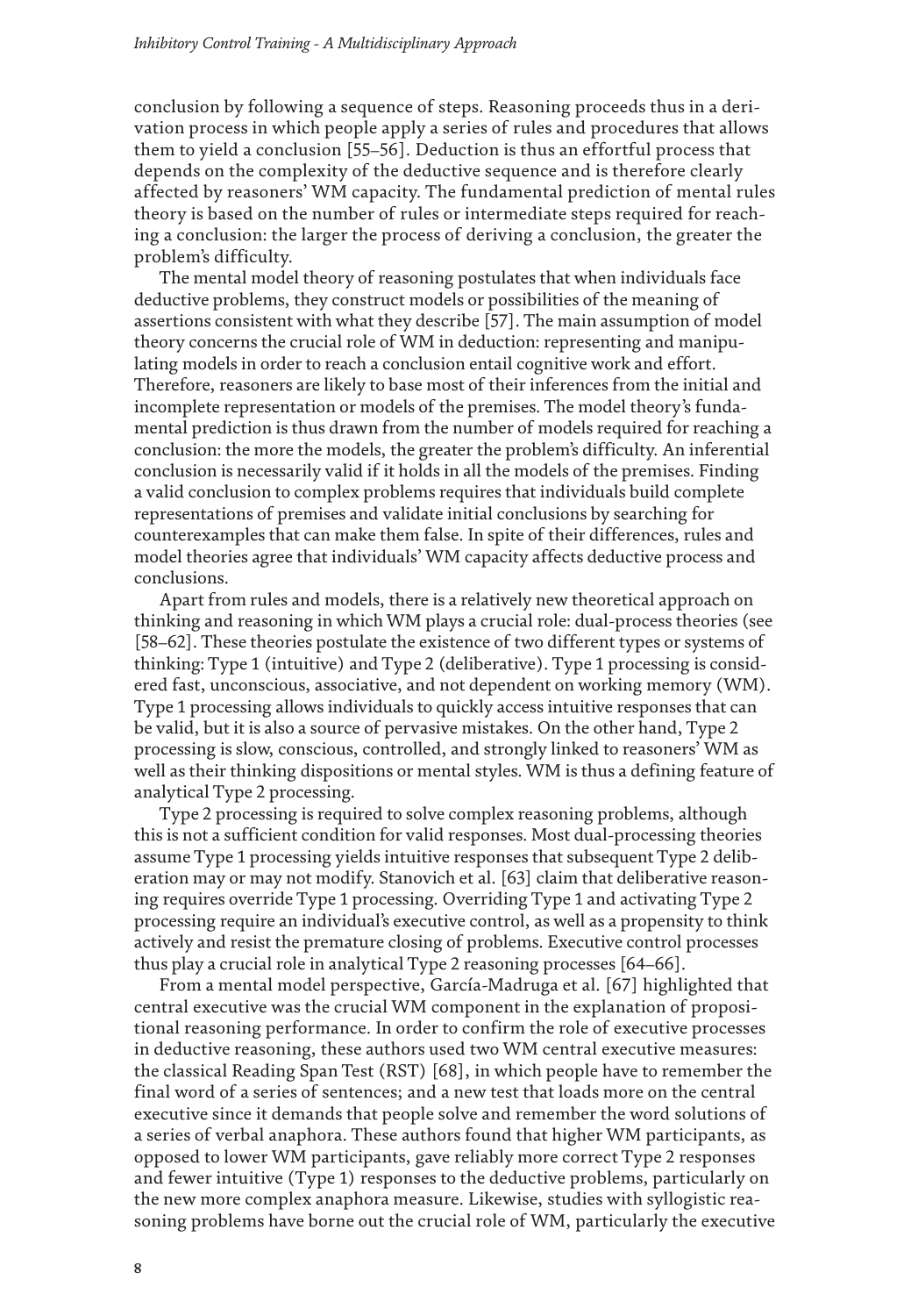conclusion by following a sequence of steps. Reasoning proceeds thus in a derivation process in which people apply a series of rules and procedures that allows them to yield a conclusion [55–56]. Deduction is thus an effortful process that depends on the complexity of the deductive sequence and is therefore clearly affected by reasoners' WM capacity. The fundamental prediction of mental rules theory is based on the number of rules or intermediate steps required for reaching a conclusion: the larger the process of deriving a conclusion, the greater the problem's difficulty.

The mental model theory of reasoning postulates that when individuals face deductive problems, they construct models or possibilities of the meaning of assertions consistent with what they describe [57]. The main assumption of model theory concerns the crucial role of WM in deduction: representing and manipulating models in order to reach a conclusion entail cognitive work and effort. Therefore, reasoners are likely to base most of their inferences from the initial and incomplete representation or models of the premises. The model theory's fundamental prediction is thus drawn from the number of models required for reaching a conclusion: the more the models, the greater the problem's difficulty. An inferential conclusion is necessarily valid if it holds in all the models of the premises. Finding a valid conclusion to complex problems requires that individuals build complete representations of premises and validate initial conclusions by searching for counterexamples that can make them false. In spite of their differences, rules and model theories agree that individuals' WM capacity affects deductive process and conclusions.

Apart from rules and models, there is a relatively new theoretical approach on thinking and reasoning in which WM plays a crucial role: dual-process theories (see [58–62]. These theories postulate the existence of two different types or systems of thinking: Type 1 (intuitive) and Type 2 (deliberative). Type 1 processing is considered fast, unconscious, associative, and not dependent on working memory (WM). Type 1 processing allows individuals to quickly access intuitive responses that can be valid, but it is also a source of pervasive mistakes. On the other hand, Type 2 processing is slow, conscious, controlled, and strongly linked to reasoners' WM as well as their thinking dispositions or mental styles. WM is thus a defining feature of analytical Type 2 processing.

Type 2 processing is required to solve complex reasoning problems, although this is not a sufficient condition for valid responses. Most dual-processing theories assume Type 1 processing yields intuitive responses that subsequent Type 2 deliberation may or may not modify. Stanovich et al. [63] claim that deliberative reasoning requires override Type 1 processing. Overriding Type 1 and activating Type 2 processing require an individual's executive control, as well as a propensity to think actively and resist the premature closing of problems. Executive control processes thus play a crucial role in analytical Type 2 reasoning processes [64–66].

From a mental model perspective, García-Madruga et al. [67] highlighted that central executive was the crucial WM component in the explanation of propositional reasoning performance. In order to confirm the role of executive processes in deductive reasoning, these authors used two WM central executive measures: the classical Reading Span Test (RST) [68], in which people have to remember the final word of a series of sentences; and a new test that loads more on the central executive since it demands that people solve and remember the word solutions of a series of verbal anaphora. These authors found that higher WM participants, as opposed to lower WM participants, gave reliably more correct Type 2 responses and fewer intuitive (Type 1) responses to the deductive problems, particularly on the new more complex anaphora measure. Likewise, studies with syllogistic reasoning problems have borne out the crucial role of WM, particularly the executive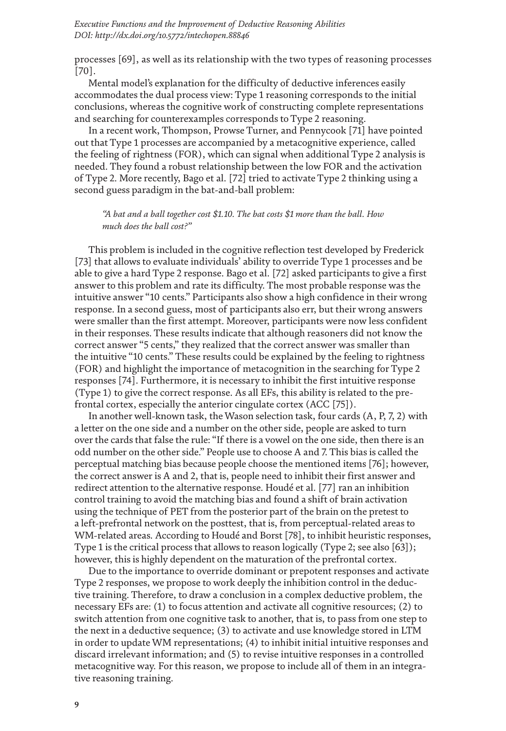processes [69], as well as its relationship with the two types of reasoning processes [70].

Mental model's explanation for the difficulty of deductive inferences easily accommodates the dual process view: Type 1 reasoning corresponds to the initial conclusions, whereas the cognitive work of constructing complete representations and searching for counterexamples corresponds to Type 2 reasoning.

In a recent work, Thompson, Prowse Turner, and Pennycook [71] have pointed out that Type 1 processes are accompanied by a metacognitive experience, called the feeling of rightness (FOR), which can signal when additional Type 2 analysis is needed. They found a robust relationship between the low FOR and the activation of Type 2. More recently, Bago et al. [72] tried to activate Type 2 thinking using a second guess paradigm in the bat-and-ball problem:

> *"A bat and a ball together cost $1.10. The bat costs $1 more than the ball. How much does the ball cost?"*

This problem is included in the cognitive reflection test developed by Frederick [73] that allows to evaluate individuals' ability to override Type 1 processes and be able to give a hard Type 2 response. Bago et al. [72] asked participants to give a first answer to this problem and rate its difficulty. The most probable response was the intuitive answer "10 cents." Participants also show a high confidence in their wrong response. In a second guess, most of participants also err, but their wrong answers were smaller than the first attempt. Moreover, participants were now less confident in their responses. These results indicate that although reasoners did not know the correct answer "5 cents," they realized that the correct answer was smaller than the intuitive "10 cents." These results could be explained by the feeling to rightness (FOR) and highlight the importance of metacognition in the searching for Type 2 responses [74]. Furthermore, it is necessary to inhibit the first intuitive response (Type 1) to give the correct response. As all EFs, this ability is related to the prefrontal cortex, especially the anterior cingulate cortex (ACC [75]).

In another well-known task, the Wason selection task, four cards (A, P, 7, 2) with a letter on the one side and a number on the other side, people are asked to turn over the cards that false the rule: "If there is a vowel on the one side, then there is an odd number on the other side." People use to choose A and 7. This bias is called the perceptual matching bias because people choose the mentioned items [76]; however, the correct answer is A and 2, that is, people need to inhibit their first answer and redirect attention to the alternative response. Houdé et al. [77] ran an inhibition control training to avoid the matching bias and found a shift of brain activation using the technique of PET from the posterior part of the brain on the pretest to a left-prefrontal network on the posttest, that is, from perceptual-related areas to WM-related areas. According to Houdé and Borst [78], to inhibit heuristic responses, Type 1 is the critical process that allows to reason logically (Type 2; see also [63]); however, this is highly dependent on the maturation of the prefrontal cortex.

Due to the importance to override dominant or prepotent responses and activate Type 2 responses, we propose to work deeply the inhibition control in the deductive training. Therefore, to draw a conclusion in a complex deductive problem, the necessary EFs are: (1) to focus attention and activate all cognitive resources; (2) to switch attention from one cognitive task to another, that is, to pass from one step to the next in a deductive sequence; (3) to activate and use knowledge stored in LTM in order to update WM representations; (4) to inhibit initial intuitive responses and discard irrelevant information; and (5) to revise intuitive responses in a controlled metacognitive way. For this reason, we propose to include all of them in an integrative reasoning training.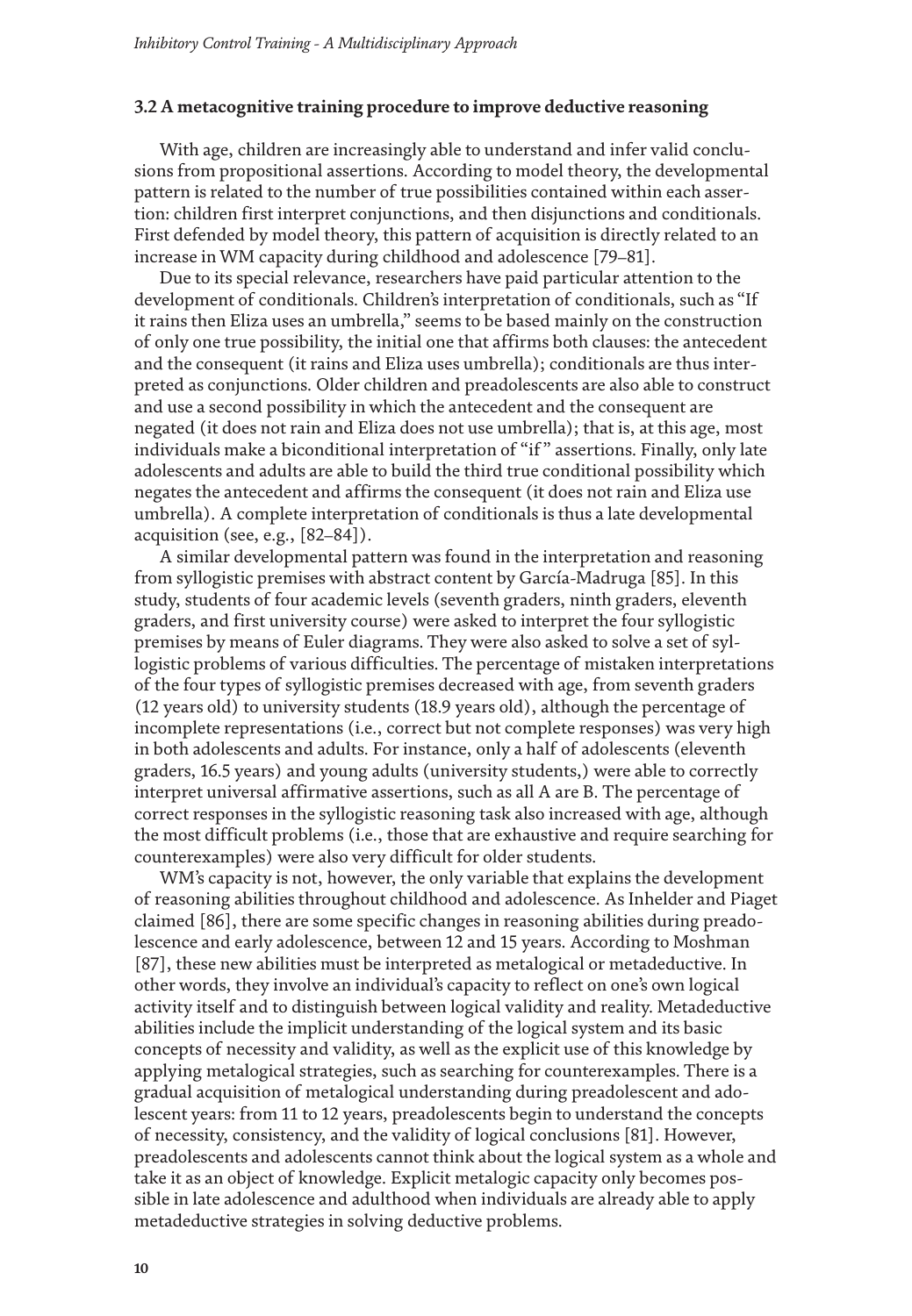### 3.2 A metacognitive training procedure to improve deductive reasoning

With age, children are increasingly able to understand and infer valid conclusions from propositional assertions. According to model theory, the developmental pattern is related to the number of true possibilities contained within each assertion: children first interpret conjunctions, and then disjunctions and conditionals. First defended by model theory, this pattern of acquisition is directly related to an increase in WM capacity during childhood and adolescence [79–81].

Due to its special relevance, researchers have paid particular attention to the development of conditionals. Children's interpretation of conditionals, such as "If it rains then Eliza uses an umbrella," seems to be based mainly on the construction of only one true possibility, the initial one that affirms both clauses: the antecedent and the consequent (it rains and Eliza uses umbrella); conditionals are thus interpreted as conjunctions. Older children and preadolescents are also able to construct and use a second possibility in which the antecedent and the consequent are negated (it does not rain and Eliza does not use umbrella); that is, at this age, most individuals make a biconditional interpretation of "if" assertions. Finally, only late adolescents and adults are able to build the third true conditional possibility which negates the antecedent and affirms the consequent (it does not rain and Eliza use umbrella). A complete interpretation of conditionals is thus a late developmental acquisition (see, e.g., [82–84]).

A similar developmental pattern was found in the interpretation and reasoning from syllogistic premises with abstract content by García-Madruga [85]. In this study, students of four academic levels (seventh graders, ninth graders, eleventh graders, and first university course) were asked to interpret the four syllogistic premises by means of Euler diagrams. They were also asked to solve a set of syllogistic problems of various difficulties. The percentage of mistaken interpretations of the four types of syllogistic premises decreased with age, from seventh graders (12 years old) to university students (18.9 years old), although the percentage of incomplete representations (i.e., correct but not complete responses) was very high in both adolescents and adults. For instance, only a half of adolescents (eleventh graders, 16.5 years) and young adults (university students,) were able to correctly interpret universal affirmative assertions, such as all A are B. The percentage of correct responses in the syllogistic reasoning task also increased with age, although the most difficult problems (i.e., those that are exhaustive and require searching for counterexamples) were also very difficult for older students.

WM's capacity is not, however, the only variable that explains the development of reasoning abilities throughout childhood and adolescence. As Inhelder and Piaget claimed [86], there are some specific changes in reasoning abilities during preadolescence and early adolescence, between 12 and 15 years. According to Moshman [87], these new abilities must be interpreted as metalogical or metadeductive. In other words, they involve an individual's capacity to reflect on one's own logical activity itself and to distinguish between logical validity and reality. Metadeductive abilities include the implicit understanding of the logical system and its basic concepts of necessity and validity, as well as the explicit use of this knowledge by applying metalogical strategies, such as searching for counterexamples. There is a gradual acquisition of metalogical understanding during preadolescent and adolescent years: from 11 to 12 years, preadolescents begin to understand the concepts of necessity, consistency, and the validity of logical conclusions [81]. However, preadolescents and adolescents cannot think about the logical system as a whole and take it as an object of knowledge. Explicit metalogic capacity only becomes possible in late adolescence and adulthood when individuals are already able to apply metadeductive strategies in solving deductive problems.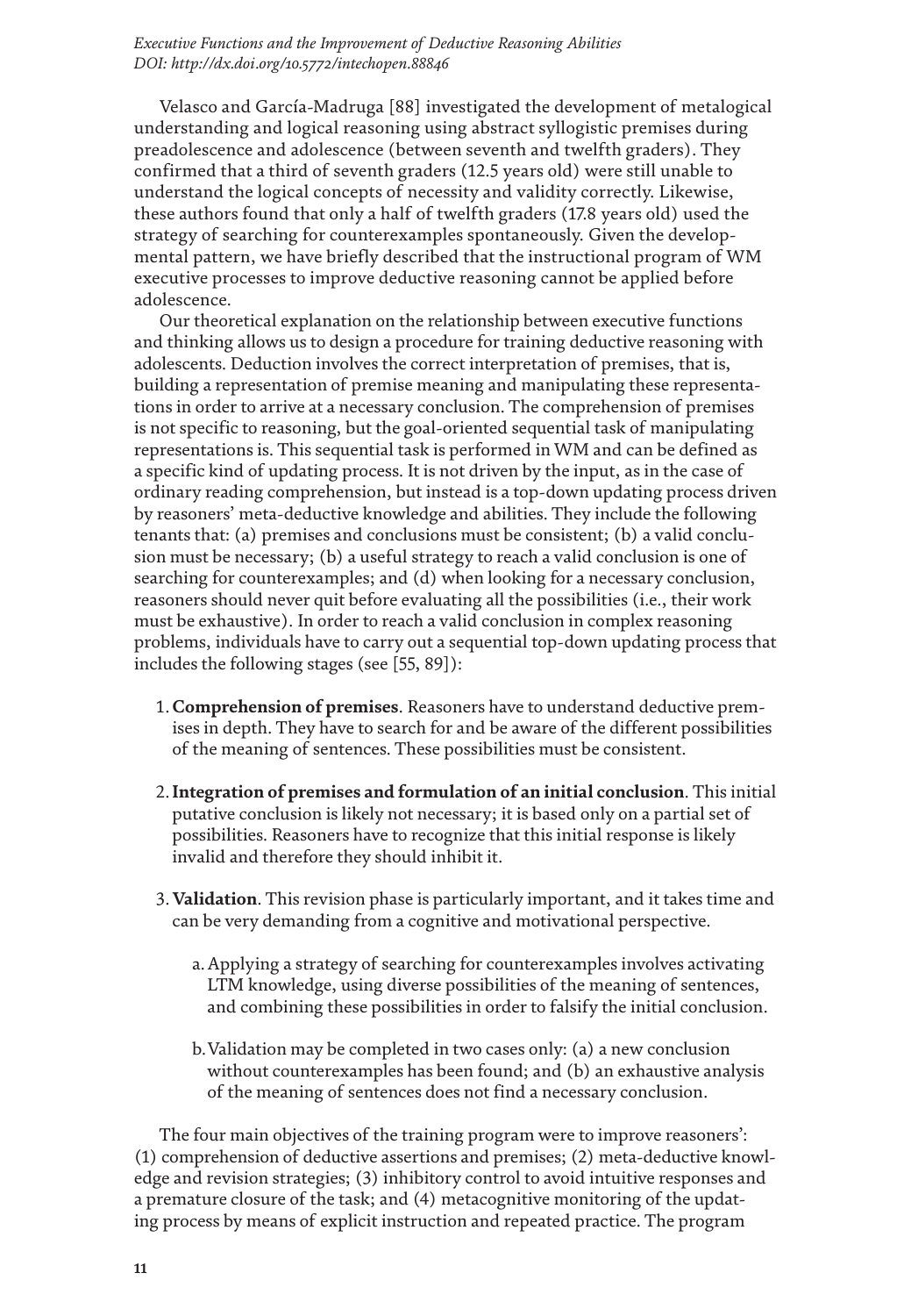Velasco and García-Madruga [88] investigated the development of metalogical understanding and logical reasoning using abstract syllogistic premises during preadolescence and adolescence (between seventh and twelfth graders). They confirmed that a third of seventh graders (12.5 years old) were still unable to understand the logical concepts of necessity and validity correctly. Likewise, these authors found that only a half of twelfth graders (17.8 years old) used the strategy of searching for counterexamples spontaneously. Given the developmental pattern, we have briefly described that the instructional program of WM executive processes to improve deductive reasoning cannot be applied before adolescence.

Our theoretical explanation on the relationship between executive functions and thinking allows us to design a procedure for training deductive reasoning with adolescents. Deduction involves the correct interpretation of premises, that is, building a representation of premise meaning and manipulating these representations in order to arrive at a necessary conclusion. The comprehension of premises is not specific to reasoning, but the goal-oriented sequential task of manipulating representations is. This sequential task is performed in WM and can be defined as a specific kind of updating process. It is not driven by the input, as in the case of ordinary reading comprehension, but instead is a top-down updating process driven by reasoners' meta-deductive knowledge and abilities. They include the following tenants that: (a) premises and conclusions must be consistent; (b) a valid conclusion must be necessary; (b) a useful strategy to reach a valid conclusion is one of searching for counterexamples; and (d) when looking for a necessary conclusion, reasoners should never quit before evaluating all the possibilities (i.e., their work must be exhaustive). In order to reach a valid conclusion in complex reasoning problems, individuals have to carry out a sequential top-down updating process that includes the following stages (see [55, 89]):

1. **Comprehension of premises**. Reasoners have to understand deductive premises in depth. They have to search for and be aware of the different possibilities of the meaning of sentences. These possibilities must be consistent.

2. **Integration of premises and formulation of an initial conclusion**. This initial putative conclusion is likely not necessary; it is based only on a partial set of possibilities. Reasoners have to recognize that this initial response is likely invalid and therefore they should inhibit it.

3. **Validation**. This revision phase is particularly important, and it takes time and can be very demanding from a cognitive and motivational perspective.

   a. Applying a strategy of searching for counterexamples involves activating LTM knowledge, using diverse possibilities of the meaning of sentences, and combining these possibilities in order to falsify the initial conclusion.

   b. Validation may be completed in two cases only: (a) a new conclusion without counterexamples has been found; and (b) an exhaustive analysis of the meaning of sentences does not find a necessary conclusion.

The four main objectives of the training program were to improve reasoners': (1) comprehension of deductive assertions and premises; (2) meta-deductive knowledge and revision strategies; (3) inhibitory control to avoid intuitive responses and a premature closure of the task; and (4) metacognitive monitoring of the updating process by means of explicit instruction and repeated practice. The program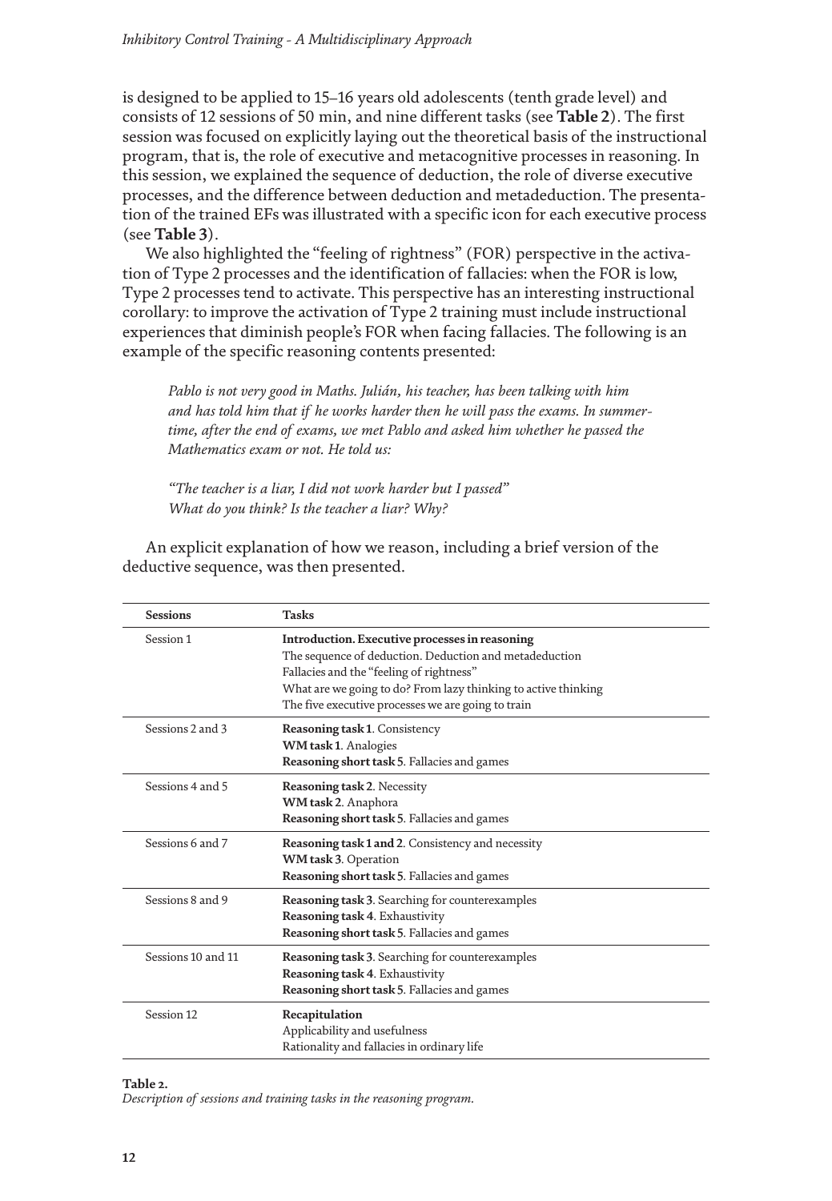is designed to be applied to 15–16 years old adolescents (tenth grade level) and consists of 12 sessions of 50 min, and nine different tasks (see **Table 2**). The first session was focused on explicitly laying out the theoretical basis of the instructional program, that is, the role of executive and metacognitive processes in reasoning. In this session, we explained the sequence of deduction, the role of diverse executive processes, and the difference between deduction and metadeduction. The presentation of the trained EFs was illustrated with a specific icon for each executive process (see **Table 3**).

We also highlighted the "feeling of rightness" (FOR) perspective in the activation of Type 2 processes and the identification of fallacies: when the FOR is low, Type 2 processes tend to activate. This perspective has an interesting instructional corollary: to improve the activation of Type 2 training must include instructional experiences that diminish people's FOR when facing fallacies. The following is an example of the specific reasoning contents presented:

> *Pablo is not very good in Maths. Julián, his teacher, has been talking with him and has told him that if he works harder then he will pass the exams. In summertime, after the end of exams, we met Pablo and asked him whether he passed the Mathematics exam or not. He told us:*
>
> *"The teacher is a liar, I did not work harder but I passed"*
> *What do you think? Is the teacher a liar? Why?*

An explicit explanation of how we reason, including a brief version of the deductive sequence, was then presented.

| Sessions | Tasks |
|---|---|
| Session 1 | **Introduction. Executive processes in reasoning**<br>The sequence of deduction. Deduction and metadeduction<br>Fallacies and the "feeling of rightness"<br>What are we going to do? From lazy thinking to active thinking<br>The five executive processes we are going to train |
| Sessions 2 and 3 | **Reasoning task 1**. Consistency<br>**WM task 1**. Analogies<br>**Reasoning short task 5**. Fallacies and games |
| Sessions 4 and 5 | **Reasoning task 2**. Necessity<br>**WM task 2**. Anaphora<br>**Reasoning short task 5**. Fallacies and games |
| Sessions 6 and 7 | **Reasoning task 1 and 2**. Consistency and necessity<br>**WM task 3**. Operation<br>**Reasoning short task 5**. Fallacies and games |
| Sessions 8 and 9 | **Reasoning task 3**. Searching for counterexamples<br>**Reasoning task 4**. Exhaustivity<br>**Reasoning short task 5**. Fallacies and games |
| Sessions 10 and 11 | **Reasoning task 3**. Searching for counterexamples<br>**Reasoning task 4**. Exhaustivity<br>**Reasoning short task 5**. Fallacies and games |
| Session 12 | **Recapitulation**<br>Applicability and usefulness<br>Rationality and fallacies in ordinary life |

**Table 2.**
*Description of sessions and training tasks in the reasoning program.*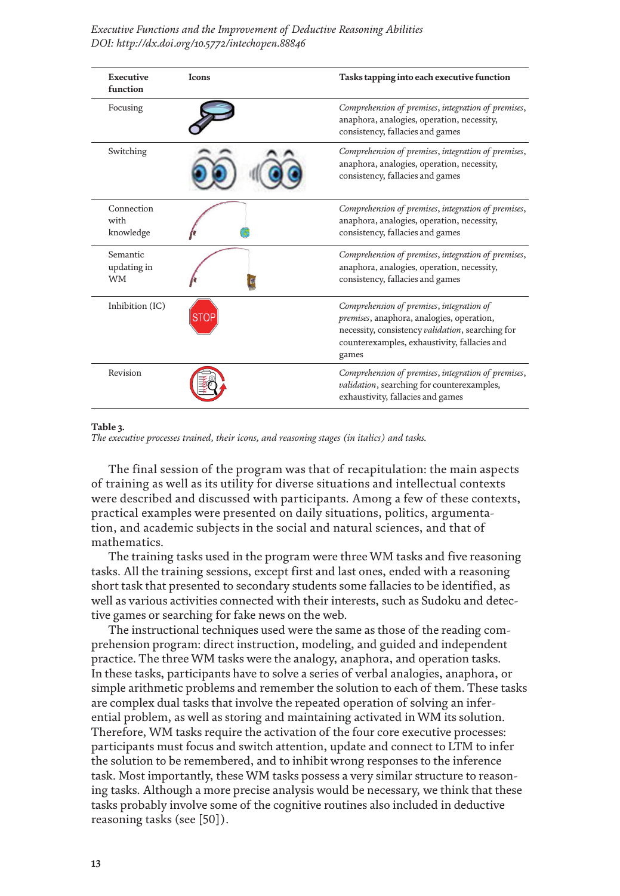| Executive function | Icons | Tasks tapping into each executive function |
|---|---|---|
| Focusing | | *Comprehension of premises*, *integration of premises*, anaphora, analogies, operation, necessity, consistency, fallacies and games |
| Switching | | *Comprehension of premises*, *integration of premises*, anaphora, analogies, operation, necessity, consistency, fallacies and games |
| Connection with knowledge | | *Comprehension of premises*, *integration of premises*, anaphora, analogies, operation, necessity, consistency, fallacies and games |
| Semantic updating in WM | | *Comprehension of premises*, *integration of premises*, anaphora, analogies, operation, necessity, consistency, fallacies and games |
| Inhibition (IC) | | *Comprehension of premises*, *integration of premises*, anaphora, analogies, operation, necessity, consistency *validation*, searching for counterexamples, exhaustivity, fallacies and games |
| Revision | | *Comprehension of premises*, *integration of premises*, *validation*, searching for counterexamples, exhaustivity, fallacies and games |

**Table 3.**
*The executive processes trained, their icons, and reasoning stages (in italics) and tasks.*

The final session of the program was that of recapitulation: the main aspects of training as well as its utility for diverse situations and intellectual contexts were described and discussed with participants. Among a few of these contexts, practical examples were presented on daily situations, politics, argumentation, and academic subjects in the social and natural sciences, and that of mathematics.

The training tasks used in the program were three WM tasks and five reasoning tasks. All the training sessions, except first and last ones, ended with a reasoning short task that presented to secondary students some fallacies to be identified, as well as various activities connected with their interests, such as Sudoku and detective games or searching for fake news on the web.

The instructional techniques used were the same as those of the reading comprehension program: direct instruction, modeling, and guided and independent practice. The three WM tasks were the analogy, anaphora, and operation tasks. In these tasks, participants have to solve a series of verbal analogies, anaphora, or simple arithmetic problems and remember the solution to each of them. These tasks are complex dual tasks that involve the repeated operation of solving an inferential problem, as well as storing and maintaining activated in WM its solution. Therefore, WM tasks require the activation of the four core executive processes: participants must focus and switch attention, update and connect to LTM to infer the solution to be remembered, and to inhibit wrong responses to the inference task. Most importantly, these WM tasks possess a very similar structure to reasoning tasks. Although a more precise analysis would be necessary, we think that these tasks probably involve some of the cognitive routines also included in deductive reasoning tasks (see [50]).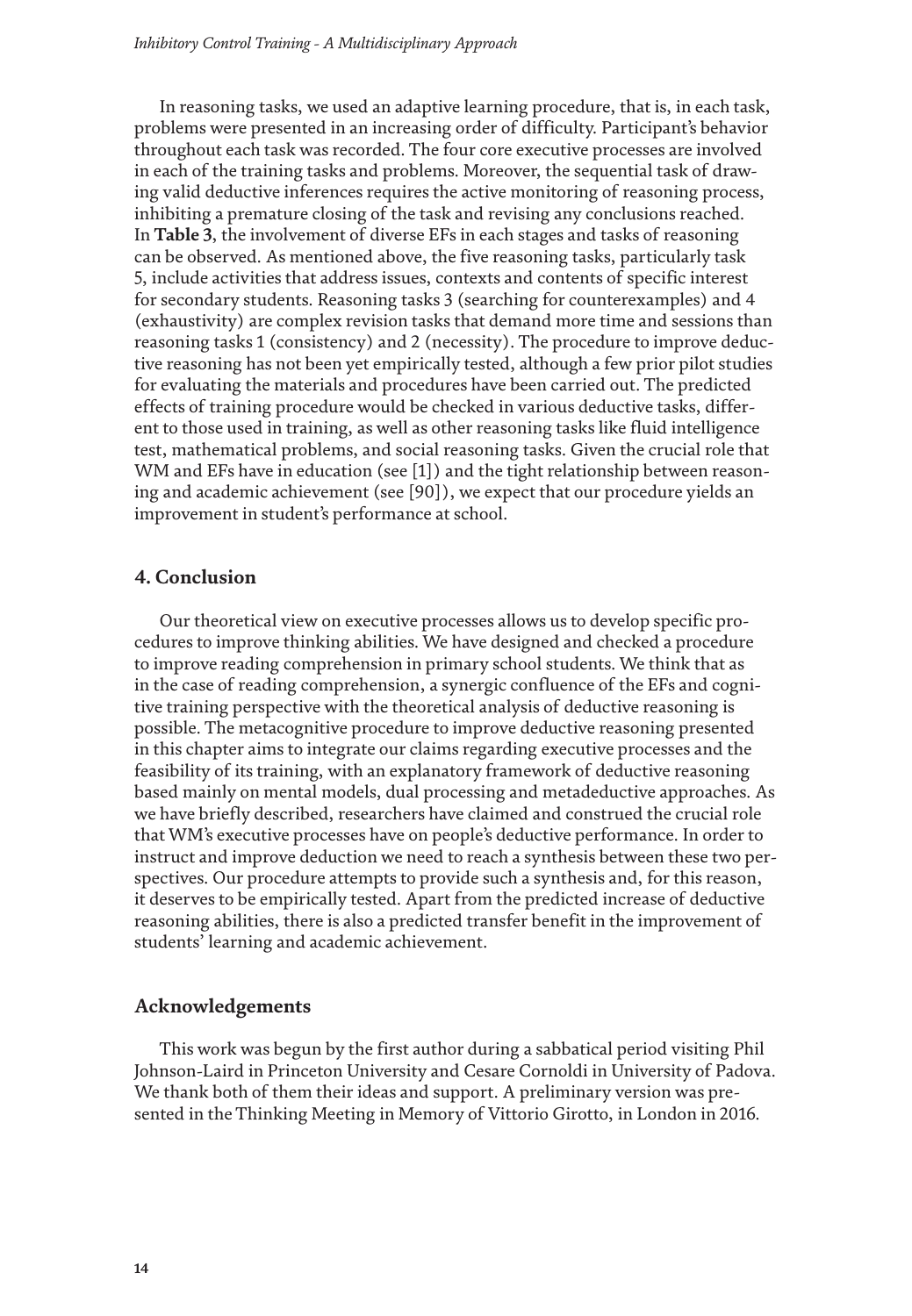In reasoning tasks, we used an adaptive learning procedure, that is, in each task, problems were presented in an increasing order of difficulty. Participant's behavior throughout each task was recorded. The four core executive processes are involved in each of the training tasks and problems. Moreover, the sequential task of drawing valid deductive inferences requires the active monitoring of reasoning process, inhibiting a premature closing of the task and revising any conclusions reached. In **Table 3**, the involvement of diverse EFs in each stages and tasks of reasoning can be observed. As mentioned above, the five reasoning tasks, particularly task 5, include activities that address issues, contexts and contents of specific interest for secondary students. Reasoning tasks 3 (searching for counterexamples) and 4 (exhaustivity) are complex revision tasks that demand more time and sessions than reasoning tasks 1 (consistency) and 2 (necessity). The procedure to improve deductive reasoning has not been yet empirically tested, although a few prior pilot studies for evaluating the materials and procedures have been carried out. The predicted effects of training procedure would be checked in various deductive tasks, different to those used in training, as well as other reasoning tasks like fluid intelligence test, mathematical problems, and social reasoning tasks. Given the crucial role that WM and EFs have in education (see [1]) and the tight relationship between reasoning and academic achievement (see [90]), we expect that our procedure yields an improvement in student's performance at school.

## 4. Conclusion

Our theoretical view on executive processes allows us to develop specific procedures to improve thinking abilities. We have designed and checked a procedure to improve reading comprehension in primary school students. We think that as in the case of reading comprehension, a synergic confluence of the EFs and cognitive training perspective with the theoretical analysis of deductive reasoning is possible. The metacognitive procedure to improve deductive reasoning presented in this chapter aims to integrate our claims regarding executive processes and the feasibility of its training, with an explanatory framework of deductive reasoning based mainly on mental models, dual processing and metadeductive approaches. As we have briefly described, researchers have claimed and construed the crucial role that WM's executive processes have on people's deductive performance. In order to instruct and improve deduction we need to reach a synthesis between these two perspectives. Our procedure attempts to provide such a synthesis and, for this reason, it deserves to be empirically tested. Apart from the predicted increase of deductive reasoning abilities, there is also a predicted transfer benefit in the improvement of students' learning and academic achievement.

## Acknowledgements

This work was begun by the first author during a sabbatical period visiting Phil Johnson-Laird in Princeton University and Cesare Cornoldi in University of Padova. We thank both of them their ideas and support. A preliminary version was presented in the Thinking Meeting in Memory of Vittorio Girotto, in London in 2016.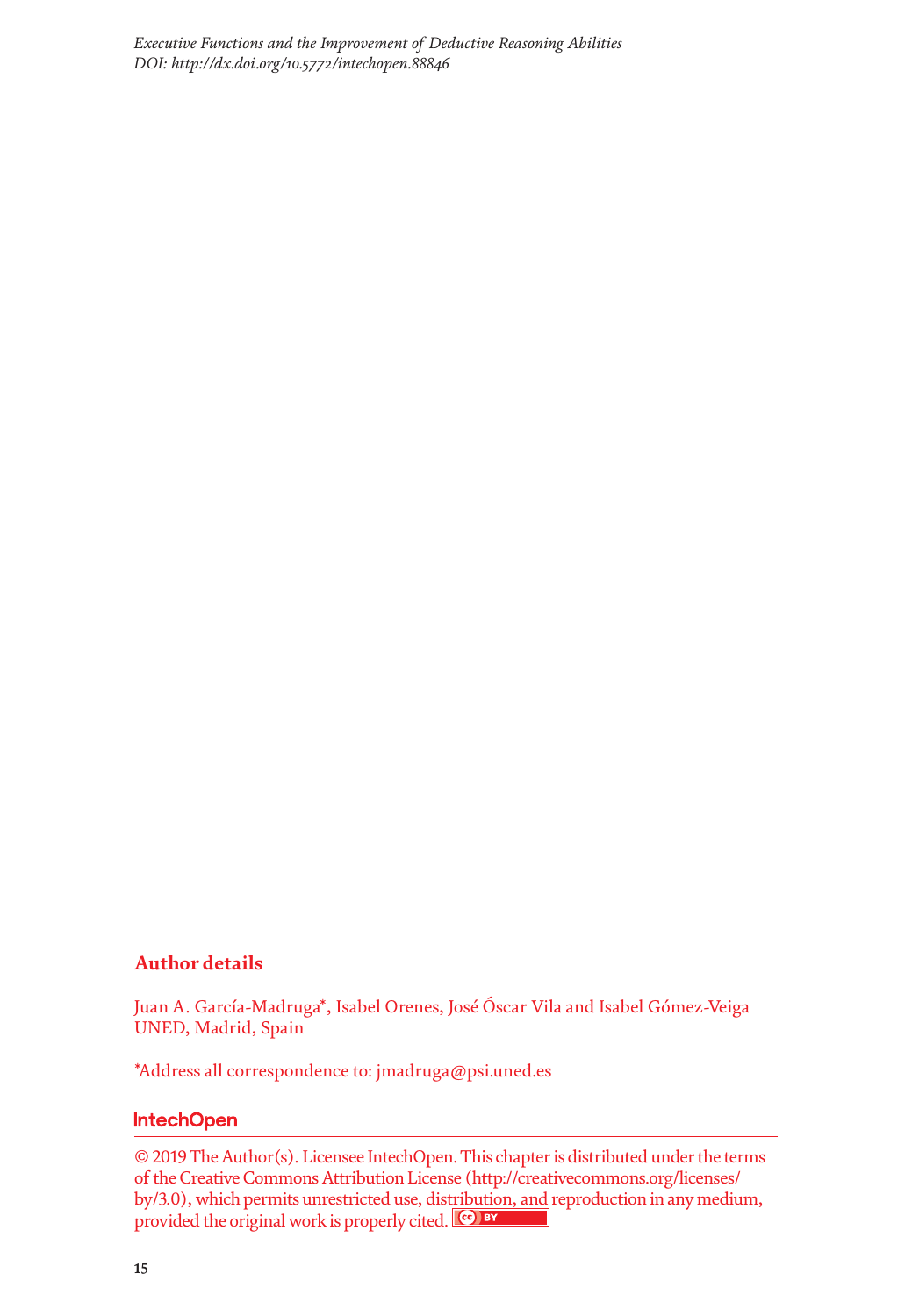## Author details

Juan A. García-Madruga*, Isabel Orenes, José Óscar Vila and Isabel Gómez-Veiga
UNED, Madrid, Spain

*Address all correspondence to: jmadruga@psi.uned.es

IntechOpen

© 2019 The Author(s). Licensee IntechOpen. This chapter is distributed under the terms of the Creative Commons Attribution License (http://creativecommons.org/licenses/by/3.0), which permits unrestricted use, distribution, and reproduction in any medium, provided the original work is properly cited.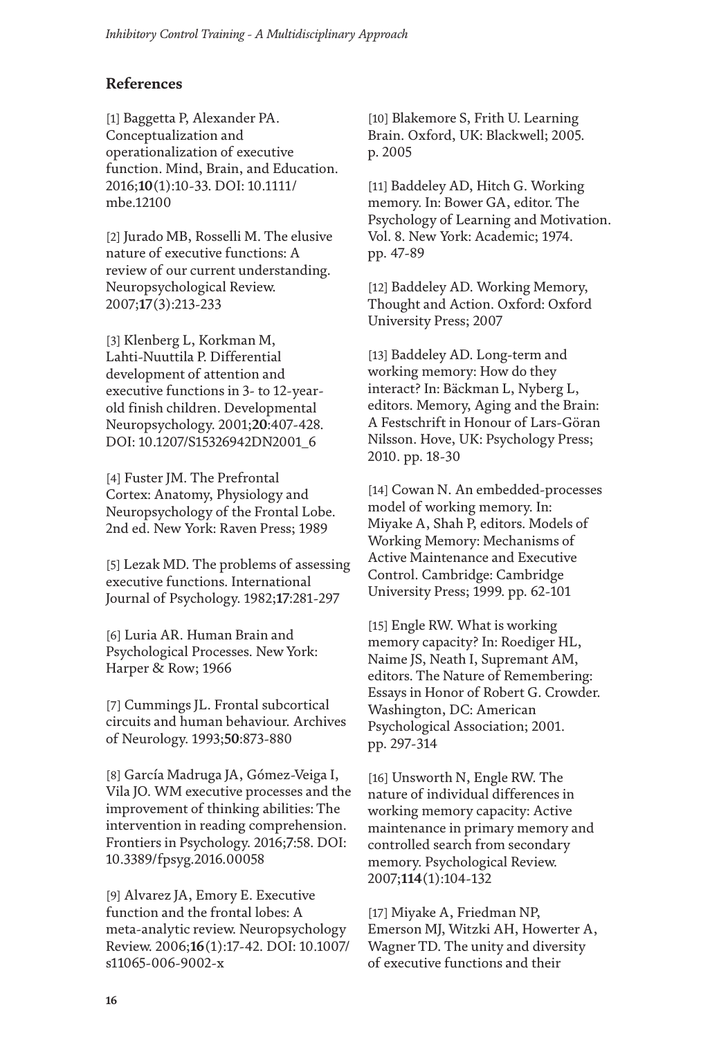## References

[1] Baggetta P, Alexander PA. Conceptualization and operationalization of executive function. Mind, Brain, and Education. 2016;**10**(1):10-33. DOI: 10.1111/mbe.12100

[2] Jurado MB, Rosselli M. The elusive nature of executive functions: A review of our current understanding. Neuropsychological Review. 2007;**17**(3):213-233

[3] Klenberg L, Korkman M, Lahti-Nuuttila P. Differential development of attention and executive functions in 3- to 12-year-old finish children. Developmental Neuropsychology. 2001;**20**:407-428. DOI: 10.1207/S15326942DN2001_6

[4] Fuster JM. The Prefrontal Cortex: Anatomy, Physiology and Neuropsychology of the Frontal Lobe. 2nd ed. New York: Raven Press; 1989

[5] Lezak MD. The problems of assessing executive functions. International Journal of Psychology. 1982;**17**:281-297

[6] Luria AR. Human Brain and Psychological Processes. New York: Harper & Row; 1966

[7] Cummings JL. Frontal subcortical circuits and human behaviour. Archives of Neurology. 1993;**50**:873-880

[8] García Madruga JA, Gómez-Veiga I, Vila JO. WM executive processes and the improvement of thinking abilities: The intervention in reading comprehension. Frontiers in Psychology. 2016;**7**:58. DOI: 10.3389/fpsyg.2016.00058

[9] Alvarez JA, Emory E. Executive function and the frontal lobes: A meta-analytic review. Neuropsychology Review. 2006;**16**(1):17-42. DOI: 10.1007/s11065-006-9002-x

[10] Blakemore S, Frith U. Learning Brain. Oxford, UK: Blackwell; 2005. p. 2005

[11] Baddeley AD, Hitch G. Working memory. In: Bower GA, editor. The Psychology of Learning and Motivation. Vol. 8. New York: Academic; 1974. pp. 47-89

[12] Baddeley AD. Working Memory, Thought and Action. Oxford: Oxford University Press; 2007

[13] Baddeley AD. Long-term and working memory: How do they interact? In: Bäckman L, Nyberg L, editors. Memory, Aging and the Brain: A Festschrift in Honour of Lars-Göran Nilsson. Hove, UK: Psychology Press; 2010. pp. 18-30

[14] Cowan N. An embedded-processes model of working memory. In: Miyake A, Shah P, editors. Models of Working Memory: Mechanisms of Active Maintenance and Executive Control. Cambridge: Cambridge University Press; 1999. pp. 62-101

[15] Engle RW. What is working memory capacity? In: Roediger HL, Naime JS, Neath I, Supremant AM, editors. The Nature of Remembering: Essays in Honor of Robert G. Crowder. Washington, DC: American Psychological Association; 2001. pp. 297-314

[16] Unsworth N, Engle RW. The nature of individual differences in working memory capacity: Active maintenance in primary memory and controlled search from secondary memory. Psychological Review. 2007;**114**(1):104-132

[17] Miyake A, Friedman NP, Emerson MJ, Witzki AH, Howerter A, Wagner TD. The unity and diversity of executive functions and their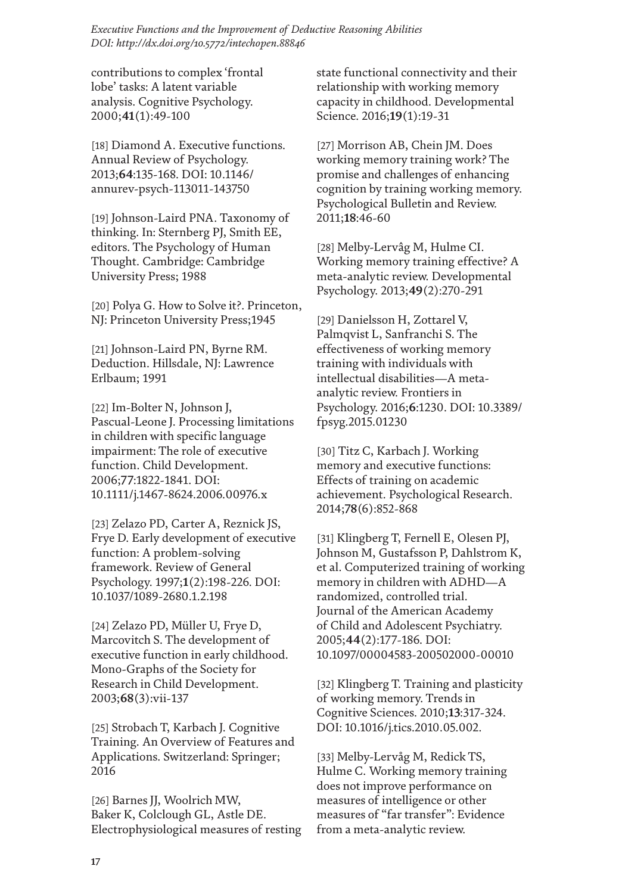contributions to complex 'frontal lobe' tasks: A latent variable analysis. Cognitive Psychology. 2000;**41**(1):49-100

[18] Diamond A. Executive functions. Annual Review of Psychology. 2013;**64**:135-168. DOI: 10.1146/annurev-psych-113011-143750

[19] Johnson-Laird PNA. Taxonomy of thinking. In: Sternberg PJ, Smith EE, editors. The Psychology of Human Thought. Cambridge: Cambridge University Press; 1988

[20] Polya G. How to Solve it?. Princeton, NJ: Princeton University Press;1945

[21] Johnson-Laird PN, Byrne RM. Deduction. Hillsdale, NJ: Lawrence Erlbaum; 1991

[22] Im-Bolter N, Johnson J, Pascual-Leone J. Processing limitations in children with specific language impairment: The role of executive function. Child Development. 2006;**77**:1822-1841. DOI: 10.1111/j.1467-8624.2006.00976.x

[23] Zelazo PD, Carter A, Reznick JS, Frye D. Early development of executive function: A problem-solving framework. Review of General Psychology. 1997;**1**(2):198-226. DOI: 10.1037/1089-2680.1.2.198

[24] Zelazo PD, Müller U, Frye D, Marcovitch S. The development of executive function in early childhood. Mono-Graphs of the Society for Research in Child Development. 2003;**68**(3):vii-137

[25] Strobach T, Karbach J. Cognitive Training. An Overview of Features and Applications. Switzerland: Springer; 2016

[26] Barnes JJ, Woolrich MW, Baker K, Colclough GL, Astle DE. Electrophysiological measures of resting state functional connectivity and their relationship with working memory capacity in childhood. Developmental Science. 2016;**19**(1):19-31

[27] Morrison AB, Chein JM. Does working memory training work? The promise and challenges of enhancing cognition by training working memory. Psychological Bulletin and Review. 2011;**18**:46-60

[28] Melby-Lervâg M, Hulme CI. Working memory training effective? A meta-analytic review. Developmental Psychology. 2013;**49**(2):270-291

[29] Danielsson H, Zottarel V, Palmqvist L, Sanfranchi S. The effectiveness of working memory training with individuals with intellectual disabilities—A meta-analytic review. Frontiers in Psychology. 2016;**6**:1230. DOI: 10.3389/fpsyg.2015.01230

[30] Titz C, Karbach J. Working memory and executive functions: Effects of training on academic achievement. Psychological Research. 2014;**78**(6):852-868

[31] Klingberg T, Fernell E, Olesen PJ, Johnson M, Gustafsson P, Dahlstrom K, et al. Computerized training of working memory in children with ADHD—A randomized, controlled trial. Journal of the American Academy of Child and Adolescent Psychiatry. 2005;**44**(2):177-186. DOI: 10.1097/00004583-200502000-00010

[32] Klingberg T. Training and plasticity of working memory. Trends in Cognitive Sciences. 2010;**13**:317-324. DOI: 10.1016/j.tics.2010.05.002.

[33] Melby-Lervåg M, Redick TS, Hulme C. Working memory training does not improve performance on measures of intelligence or other measures of "far transfer": Evidence from a meta-analytic review.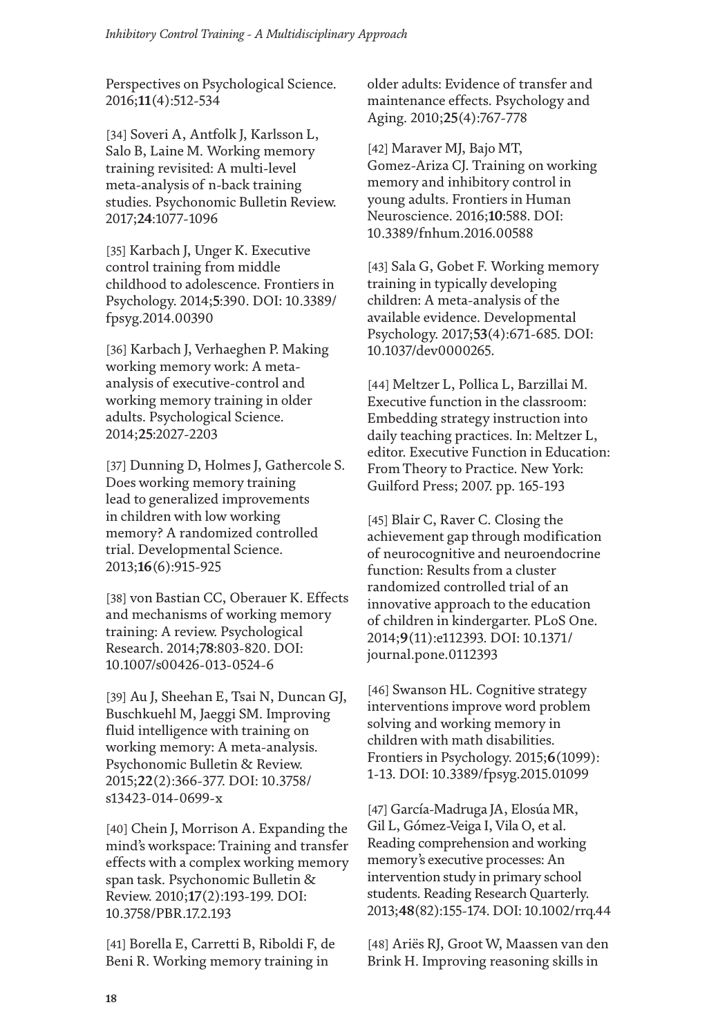Perspectives on Psychological Science. 2016;**11**(4):512-534

[34] Soveri A, Antfolk J, Karlsson L, Salo B, Laine M. Working memory training revisited: A multi-level meta-analysis of n-back training studies. Psychonomic Bulletin Review. 2017;**24**:1077-1096

[35] Karbach J, Unger K. Executive control training from middle childhood to adolescence. Frontiers in Psychology. 2014;**5**:390. DOI: 10.3389/fpsyg.2014.00390

[36] Karbach J, Verhaeghen P. Making working memory work: A meta-analysis of executive-control and working memory training in older adults. Psychological Science. 2014;**25**:2027-2203

[37] Dunning D, Holmes J, Gathercole S. Does working memory training lead to generalized improvements in children with low working memory? A randomized controlled trial. Developmental Science. 2013;**16**(6):915-925

[38] von Bastian CC, Oberauer K. Effects and mechanisms of working memory training: A review. Psychological Research. 2014;**78**:803-820. DOI: 10.1007/s00426-013-0524-6

[39] Au J, Sheehan E, Tsai N, Duncan GJ, Buschkuehl M, Jaeggi SM. Improving fluid intelligence with training on working memory: A meta-analysis. Psychonomic Bulletin & Review. 2015;**22**(2):366-377. DOI: 10.3758/s13423-014-0699-x

[40] Chein J, Morrison A. Expanding the mind's workspace: Training and transfer effects with a complex working memory span task. Psychonomic Bulletin & Review. 2010;**17**(2):193-199. DOI: 10.3758/PBR.17.2.193

[41] Borella E, Carretti B, Riboldi F, de Beni R. Working memory training in older adults: Evidence of transfer and maintenance effects. Psychology and Aging. 2010;**25**(4):767-778

[42] Maraver MJ, Bajo MT, Gomez-Ariza CJ. Training on working memory and inhibitory control in young adults. Frontiers in Human Neuroscience. 2016;**10**:588. DOI: 10.3389/fnhum.2016.00588

[43] Sala G, Gobet F. Working memory training in typically developing children: A meta-analysis of the available evidence. Developmental Psychology. 2017;**53**(4):671-685. DOI: 10.1037/dev0000265.

[44] Meltzer L, Pollica L, Barzillai M. Executive function in the classroom: Embedding strategy instruction into daily teaching practices. In: Meltzer L, editor. Executive Function in Education: From Theory to Practice. New York: Guilford Press; 2007. pp. 165-193

[45] Blair C, Raver C. Closing the achievement gap through modification of neurocognitive and neuroendocrine function: Results from a cluster randomized controlled trial of an innovative approach to the education of children in kindergarter. PLoS One. 2014;**9**(11):e112393. DOI: 10.1371/journal.pone.0112393

[46] Swanson HL. Cognitive strategy interventions improve word problem solving and working memory in children with math disabilities. Frontiers in Psychology. 2015;**6**(1099):1-13. DOI: 10.3389/fpsyg.2015.01099

[47] García-Madruga JA, Elosúa MR, Gil L, Gómez-Veiga I, Vila O, et al. Reading comprehension and working memory's executive processes: An intervention study in primary school students. Reading Research Quarterly. 2013;**48**(82):155-174. DOI: 10.1002/rrq.44

[48] Ariës RJ, Groot W, Maassen van den Brink H. Improving reasoning skills in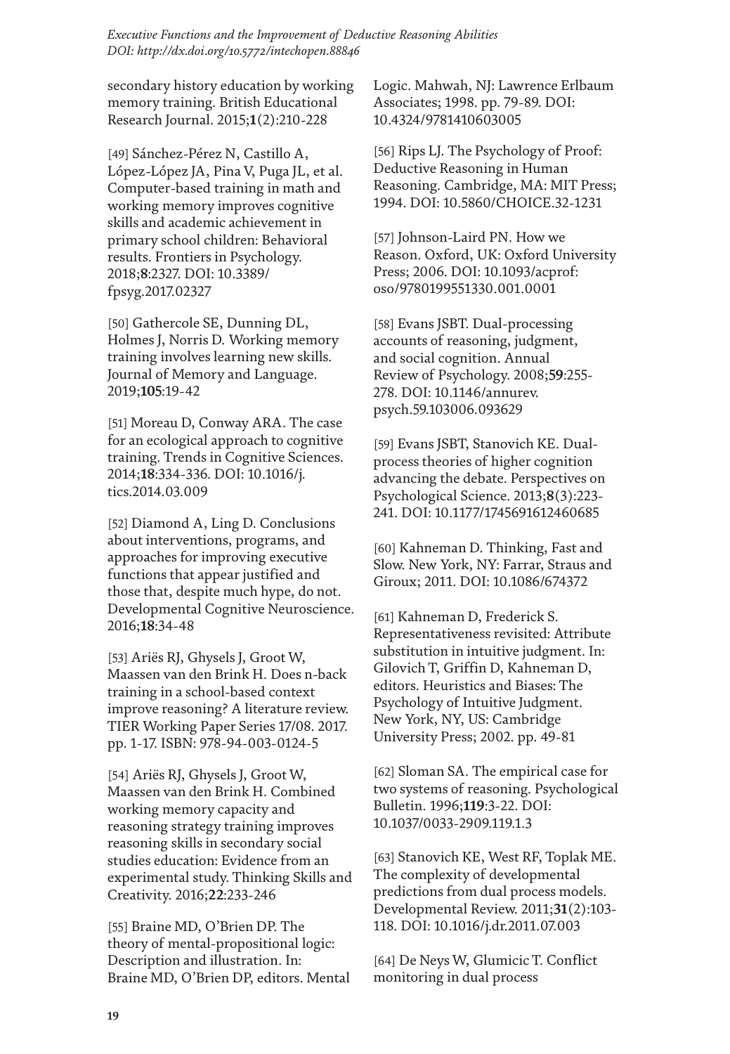secondary history education by working memory training. British Educational Research Journal. 2015;**1**(2):210-228

[49] Sánchez-Pérez N, Castillo A, López-López JA, Pina V, Puga JL, et al. Computer-based training in math and working memory improves cognitive skills and academic achievement in primary school children: Behavioral results. Frontiers in Psychology. 2018;**8**:2327. DOI: 10.3389/fpsyg.2017.02327

[50] Gathercole SE, Dunning DL, Holmes J, Norris D. Working memory training involves learning new skills. Journal of Memory and Language. 2019;**105**:19-42

[51] Moreau D, Conway ARA. The case for an ecological approach to cognitive training. Trends in Cognitive Sciences. 2014;**18**:334-336. DOI: 10.1016/j.tics.2014.03.009

[52] Diamond A, Ling D. Conclusions about interventions, programs, and approaches for improving executive functions that appear justified and those that, despite much hype, do not. Developmental Cognitive Neuroscience. 2016;**18**:34-48

[53] Ariës RJ, Ghysels J, Groot W, Maassen van den Brink H. Does n-back training in a school-based context improve reasoning? A literature review. TIER Working Paper Series 17/08. 2017. pp. 1-17. ISBN: 978-94-003-0124-5

[54] Ariës RJ, Ghysels J, Groot W, Maassen van den Brink H. Combined working memory capacity and reasoning strategy training improves reasoning skills in secondary social studies education: Evidence from an experimental study. Thinking Skills and Creativity. 2016;**22**:233-246

[55] Braine MD, O'Brien DP. The theory of mental-propositional logic: Description and illustration. In: Braine MD, O'Brien DP, editors. Mental Logic. Mahwah, NJ: Lawrence Erlbaum Associates; 1998. pp. 79-89. DOI: 10.4324/9781410603005

[56] Rips LJ. The Psychology of Proof: Deductive Reasoning in Human Reasoning. Cambridge, MA: MIT Press; 1994. DOI: 10.5860/CHOICE.32-1231

[57] Johnson-Laird PN. How we Reason. Oxford, UK: Oxford University Press; 2006. DOI: 10.1093/acprof:oso/9780199551330.001.0001

[58] Evans JSBT. Dual-processing accounts of reasoning, judgment, and social cognition. Annual Review of Psychology. 2008;**59**:255-278. DOI: 10.1146/annurev.psych.59.103006.093629

[59] Evans JSBT, Stanovich KE. Dual-process theories of higher cognition advancing the debate. Perspectives on Psychological Science. 2013;**8**(3):223-241. DOI: 10.1177/1745691612460685

[60] Kahneman D. Thinking, Fast and Slow. New York, NY: Farrar, Straus and Giroux; 2011. DOI: 10.1086/674372

[61] Kahneman D, Frederick S. Representativeness revisited: Attribute substitution in intuitive judgment. In: Gilovich T, Griffin D, Kahneman D, editors. Heuristics and Biases: The Psychology of Intuitive Judgment. New York, NY, US: Cambridge University Press; 2002. pp. 49-81

[62] Sloman SA. The empirical case for two systems of reasoning. Psychological Bulletin. 1996;**119**:3-22. DOI: 10.1037/0033-2909.119.1.3

[63] Stanovich KE, West RF, Toplak ME. The complexity of developmental predictions from dual process models. Developmental Review. 2011;**31**(2):103-118. DOI: 10.1016/j.dr.2011.07.003

[64] De Neys W, Glumicic T. Conflict monitoring in dual process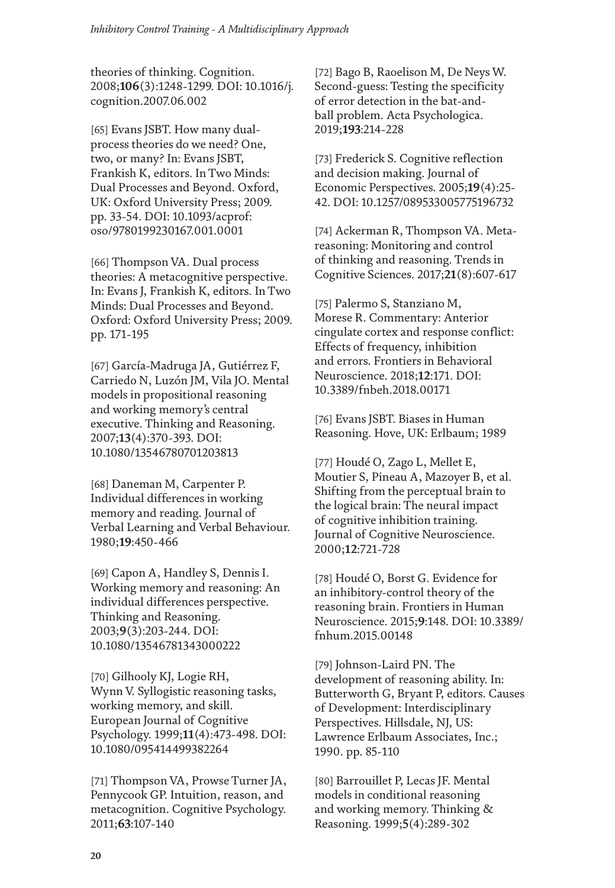theories of thinking. Cognition. 2008;**106**(3):1248-1299. DOI: 10.1016/j.cognition.2007.06.002

[65] Evans JSBT. How many dual-process theories do we need? One, two, or many? In: Evans JSBT, Frankish K, editors. In Two Minds: Dual Processes and Beyond. Oxford, UK: Oxford University Press; 2009. pp. 33-54. DOI: 10.1093/acprof:oso/9780199230167.001.0001

[66] Thompson VA. Dual process theories: A metacognitive perspective. In: Evans J, Frankish K, editors. In Two Minds: Dual Processes and Beyond. Oxford: Oxford University Press; 2009. pp. 171-195

[67] García-Madruga JA, Gutiérrez F, Carriedo N, Luzón JM, Vila JO. Mental models in propositional reasoning and working memory's central executive. Thinking and Reasoning. 2007;**13**(4):370-393. DOI: 10.1080/13546780701203813

[68] Daneman M, Carpenter P. Individual differences in working memory and reading. Journal of Verbal Learning and Verbal Behaviour. 1980;**19**:450-466

[69] Capon A, Handley S, Dennis I. Working memory and reasoning: An individual differences perspective. Thinking and Reasoning. 2003;**9**(3):203-244. DOI: 10.1080/13546781343000222

[70] Gilhooly KJ, Logie RH, Wynn V. Syllogistic reasoning tasks, working memory, and skill. European Journal of Cognitive Psychology. 1999;**11**(4):473-498. DOI: 10.1080/095414499382264

[71] Thompson VA, Prowse Turner JA, Pennycook GP. Intuition, reason, and metacognition. Cognitive Psychology. 2011;**63**:107-140

[72] Bago B, Raoelison M, De Neys W. Second-guess: Testing the specificity of error detection in the bat-and-ball problem. Acta Psychologica. 2019;**193**:214-228

[73] Frederick S. Cognitive reflection and decision making. Journal of Economic Perspectives. 2005;**19**(4):25-42. DOI: 10.1257/089533005775196732

[74] Ackerman R, Thompson VA. Meta-reasoning: Monitoring and control of thinking and reasoning. Trends in Cognitive Sciences. 2017;**21**(8):607-617

[75] Palermo S, Stanziano M, Morese R. Commentary: Anterior cingulate cortex and response conflict: Effects of frequency, inhibition and errors. Frontiers in Behavioral Neuroscience. 2018;**12**:171. DOI: 10.3389/fnbeh.2018.00171

[76] Evans JSBT. Biases in Human Reasoning. Hove, UK: Erlbaum; 1989

[77] Houdé O, Zago L, Mellet E, Moutier S, Pineau A, Mazoyer B, et al. Shifting from the perceptual brain to the logical brain: The neural impact of cognitive inhibition training. Journal of Cognitive Neuroscience. 2000;**12**:721-728

[78] Houdé O, Borst G. Evidence for an inhibitory-control theory of the reasoning brain. Frontiers in Human Neuroscience. 2015;**9**:148. DOI: 10.3389/fnhum.2015.00148

[79] Johnson-Laird PN. The development of reasoning ability. In: Butterworth G, Bryant P, editors. Causes of Development: Interdisciplinary Perspectives. Hillsdale, NJ, US: Lawrence Erlbaum Associates, Inc.; 1990. pp. 85-110

[80] Barrouillet P, Lecas JF. Mental models in conditional reasoning and working memory. Thinking & Reasoning. 1999;**5**(4):289-302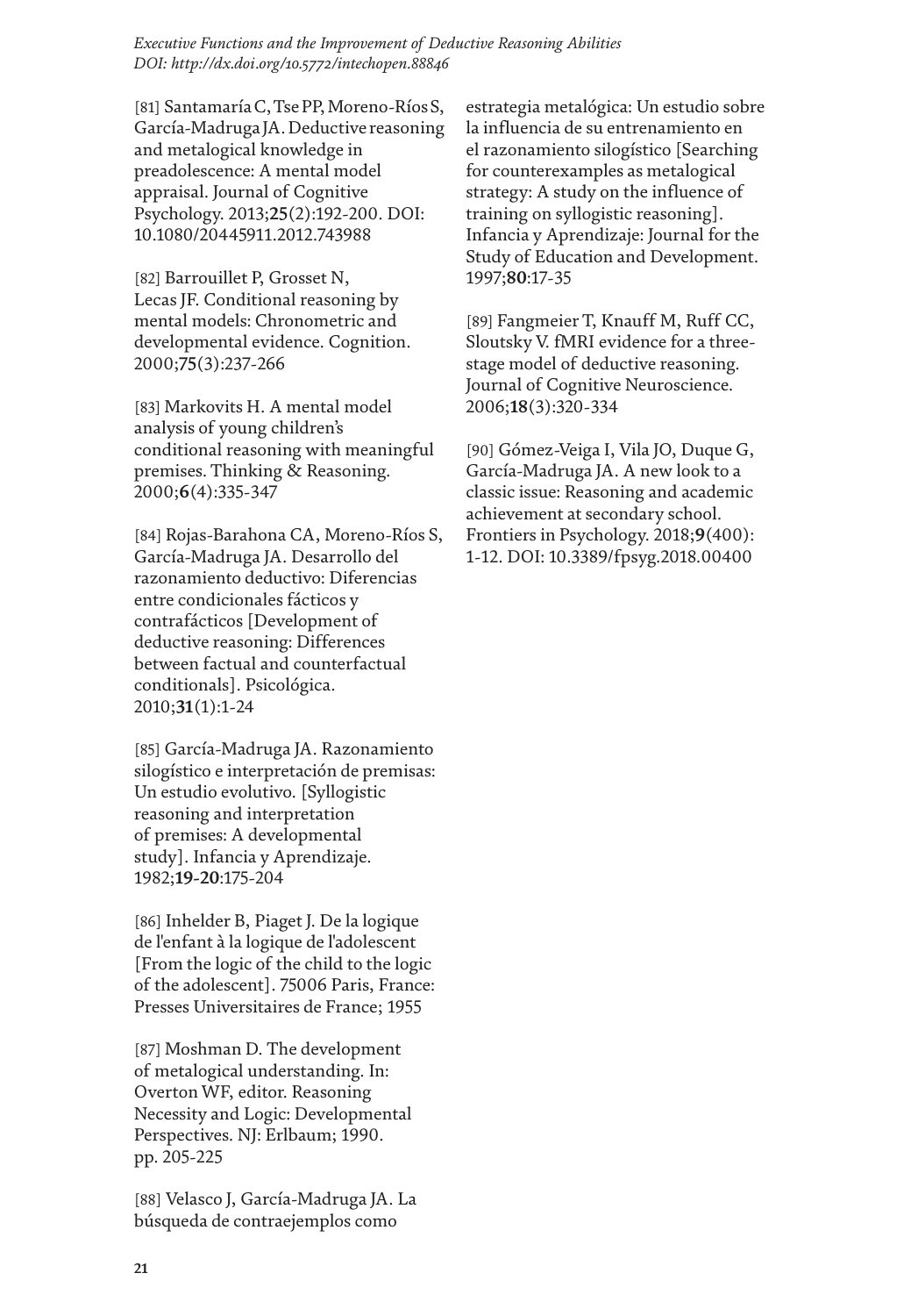[81] Santamaría C, Tse PP, Moreno-Ríos S, García-Madruga JA. Deductive reasoning and metalogical knowledge in preadolescence: A mental model appraisal. Journal of Cognitive Psychology. 2013;**25**(2):192-200. DOI: 10.1080/20445911.2012.743988

[82] Barrouillet P, Grosset N, Lecas JF. Conditional reasoning by mental models: Chronometric and developmental evidence. Cognition. 2000;**75**(3):237-266

[83] Markovits H. A mental model analysis of young children's conditional reasoning with meaningful premises. Thinking & Reasoning. 2000;**6**(4):335-347

[84] Rojas-Barahona CA, Moreno-Ríos S, García-Madruga JA. Desarrollo del razonamiento deductivo: Diferencias entre condicionales fácticos y contrafácticos [Development of deductive reasoning: Differences between factual and counterfactual conditionals]. Psicológica. 2010;**31**(1):1-24

[85] García-Madruga JA. Razonamiento silogístico e interpretación de premisas: Un estudio evolutivo. [Syllogistic reasoning and interpretation of premises: A developmental study]. Infancia y Aprendizaje. 1982;**19-20**:175-204

[86] Inhelder B, Piaget J. De la logique de l'enfant à la logique de l'adolescent [From the logic of the child to the logic of the adolescent]. 75006 Paris, France: Presses Universitaires de France; 1955

[87] Moshman D. The development of metalogical understanding. In: Overton WF, editor. Reasoning Necessity and Logic: Developmental Perspectives. NJ: Erlbaum; 1990. pp. 205-225

[88] Velasco J, García-Madruga JA. La búsqueda de contraejemplos como estrategia metalógica: Un estudio sobre la influencia de su entrenamiento en el razonamiento silogístico [Searching for counterexamples as metalogical strategy: A study on the influence of training on syllogistic reasoning]. Infancia y Aprendizaje: Journal for the Study of Education and Development. 1997;**80**:17-35

[89] Fangmeier T, Knauff M, Ruff CC, Sloutsky V. fMRI evidence for a three-stage model of deductive reasoning. Journal of Cognitive Neuroscience. 2006;**18**(3):320-334

[90] Gómez-Veiga I, Vila JO, Duque G, García-Madruga JA. A new look to a classic issue: Reasoning and academic achievement at secondary school. Frontiers in Psychology. 2018;**9**(400): 1-12. DOI: 10.3389/fpsyg.2018.00400